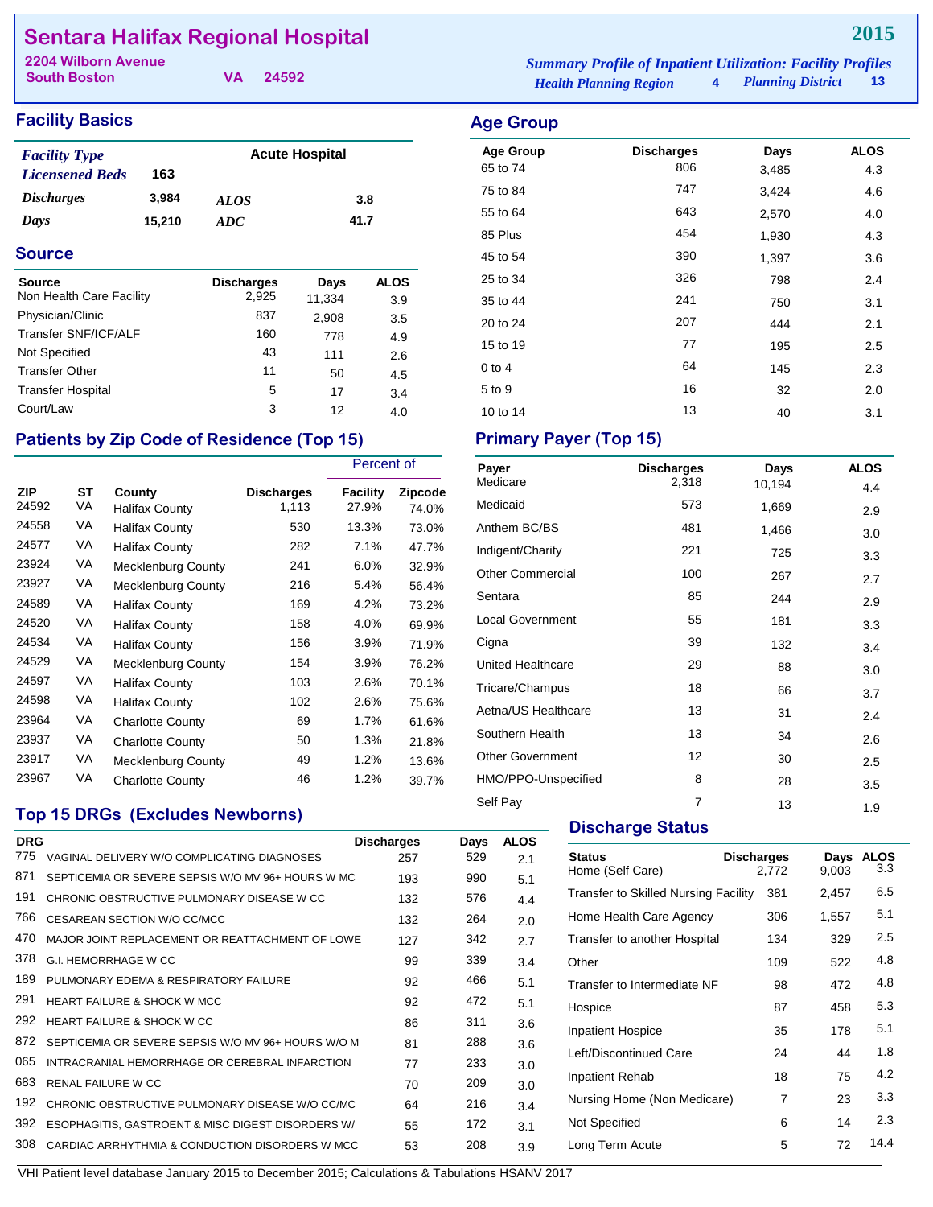# Sentara Halifax Regional Hospital

**2015**

2204 Wilborn Avenue
South Boston VA 24592

*Summary Profile of Inpatient Utilization: Facility Profiles*
*Health Planning Region* 4 *Planning District* 13

## Facility Basics

| | | | |
|---|---|---|---|
| *Facility Type* | | Acute Hospital | |
| *Licensened Beds* | 163 | | |
| *Discharges* | 3,984 | *ALOS* | 3.8 |
| *Days* | 15,210 | *ADC* | 41.7 |

## Source

| Source | Discharges | Days | ALOS |
|---|---|---|---|
| Non Health Care Facility | 2,925 | 11,334 | 3.9 |
| Physician/Clinic | 837 | 2,908 | 3.5 |
| Transfer SNF/ICF/ALF | 160 | 778 | 4.9 |
| Not Specified | 43 | 111 | 2.6 |
| Transfer Other | 11 | 50 | 4.5 |
| Transfer Hospital | 5 | 17 | 3.4 |
| Court/Law | 3 | 12 | 4.0 |

## Age Group

| Age Group | Discharges | Days | ALOS |
|---|---|---|---|
| 65 to 74 | 806 | 3,485 | 4.3 |
| 75 to 84 | 747 | 3,424 | 4.6 |
| 55 to 64 | 643 | 2,570 | 4.0 |
| 85 Plus | 454 | 1,930 | 4.3 |
| 45 to 54 | 390 | 1,397 | 3.6 |
| 25 to 34 | 326 | 798 | 2.4 |
| 35 to 44 | 241 | 750 | 3.1 |
| 20 to 24 | 207 | 444 | 2.1 |
| 15 to 19 | 77 | 195 | 2.5 |
| 0 to 4 | 64 | 145 | 2.3 |
| 5 to 9 | 16 | 32 | 2.0 |
| 10 to 14 | 13 | 40 | 3.1 |

## Patients by Zip Code of Residence (Top 15)

| ZIP | ST | County | Discharges | Percent of Facility | Percent of Zipcode |
|---|---|---|---|---|---|
| 24592 | VA | Halifax County | 1,113 | 27.9% | 74.0% |
| 24558 | VA | Halifax County | 530 | 13.3% | 73.0% |
| 24577 | VA | Halifax County | 282 | 7.1% | 47.7% |
| 23924 | VA | Mecklenburg County | 241 | 6.0% | 32.9% |
| 23927 | VA | Mecklenburg County | 216 | 5.4% | 56.4% |
| 24589 | VA | Halifax County | 169 | 4.2% | 73.2% |
| 24520 | VA | Halifax County | 158 | 4.0% | 69.9% |
| 24534 | VA | Halifax County | 156 | 3.9% | 71.9% |
| 24529 | VA | Mecklenburg County | 154 | 3.9% | 76.2% |
| 24597 | VA | Halifax County | 103 | 2.6% | 70.1% |
| 24598 | VA | Halifax County | 102 | 2.6% | 75.6% |
| 23964 | VA | Charlotte County | 69 | 1.7% | 61.6% |
| 23937 | VA | Charlotte County | 50 | 1.3% | 21.8% |
| 23917 | VA | Mecklenburg County | 49 | 1.2% | 13.6% |
| 23967 | VA | Charlotte County | 46 | 1.2% | 39.7% |

## Primary Payer (Top 15)

| Payer | Discharges | Days | ALOS |
|---|---|---|---|
| Medicare | 2,318 | 10,194 | 4.4 |
| Medicaid | 573 | 1,669 | 2.9 |
| Anthem BC/BS | 481 | 1,466 | 3.0 |
| Indigent/Charity | 221 | 725 | 3.3 |
| Other Commercial | 100 | 267 | 2.7 |
| Sentara | 85 | 244 | 2.9 |
| Local Government | 55 | 181 | 3.3 |
| Cigna | 39 | 132 | 3.4 |
| United Healthcare | 29 | 88 | 3.0 |
| Tricare/Champus | 18 | 66 | 3.7 |
| Aetna/US Healthcare | 13 | 31 | 2.4 |
| Southern Health | 13 | 34 | 2.6 |
| Other Government | 12 | 30 | 2.5 |
| HMO/PPO-Unspecified | 8 | 28 | 3.5 |
| Self Pay | 7 | 13 | 1.9 |

## Top 15 DRGs (Excludes Newborns)

| DRG | | Discharges | Days | ALOS |
|---|---|---|---|---|
| 775 | VAGINAL DELIVERY W/O COMPLICATING DIAGNOSES | 257 | 529 | 2.1 |
| 871 | SEPTICEMIA OR SEVERE SEPSIS W/O MV 96+ HOURS W MC | 193 | 990 | 5.1 |
| 191 | CHRONIC OBSTRUCTIVE PULMONARY DISEASE W CC | 132 | 576 | 4.4 |
| 766 | CESAREAN SECTION W/O CC/MCC | 132 | 264 | 2.0 |
| 470 | MAJOR JOINT REPLACEMENT OR REATTACHMENT OF LOWE | 127 | 342 | 2.7 |
| 378 | G.I. HEMORRHAGE W CC | 99 | 339 | 3.4 |
| 189 | PULMONARY EDEMA & RESPIRATORY FAILURE | 92 | 466 | 5.1 |
| 291 | HEART FAILURE & SHOCK W MCC | 92 | 472 | 5.1 |
| 292 | HEART FAILURE & SHOCK W CC | 86 | 311 | 3.6 |
| 872 | SEPTICEMIA OR SEVERE SEPSIS W/O MV 96+ HOURS W/O M | 81 | 288 | 3.6 |
| 065 | INTRACRANIAL HEMORRHAGE OR CEREBRAL INFARCTION | 77 | 233 | 3.0 |
| 683 | RENAL FAILURE W CC | 70 | 209 | 3.0 |
| 192 | CHRONIC OBSTRUCTIVE PULMONARY DISEASE W/O CC/MC | 64 | 216 | 3.4 |
| 392 | ESOPHAGITIS, GASTROENT & MISC DIGEST DISORDERS W/ | 55 | 172 | 3.1 |
| 308 | CARDIAC ARRHYTHMIA & CONDUCTION DISORDERS W MCC | 53 | 208 | 3.9 |

## Discharge Status

| Status | Discharges | Days | ALOS |
|---|---|---|---|
| Home (Self Care) | 2,772 | 9,003 | 3.3 |
| Transfer to Skilled Nursing Facility | 381 | 2,457 | 6.5 |
| Home Health Care Agency | 306 | 1,557 | 5.1 |
| Transfer to another Hospital | 134 | 329 | 2.5 |
| Other | 109 | 522 | 4.8 |
| Transfer to Intermediate NF | 98 | 472 | 4.8 |
| Hospice | 87 | 458 | 5.3 |
| Inpatient Hospice | 35 | 178 | 5.1 |
| Left/Discontinued Care | 24 | 44 | 1.8 |
| Inpatient Rehab | 18 | 75 | 4.2 |
| Nursing Home (Non Medicare) | 7 | 23 | 3.3 |
| Not Specified | 6 | 14 | 2.3 |
| Long Term Acute | 5 | 72 | 14.4 |

VHI Patient level database January 2015 to December 2015; Calculations & Tabulations HSANV 2017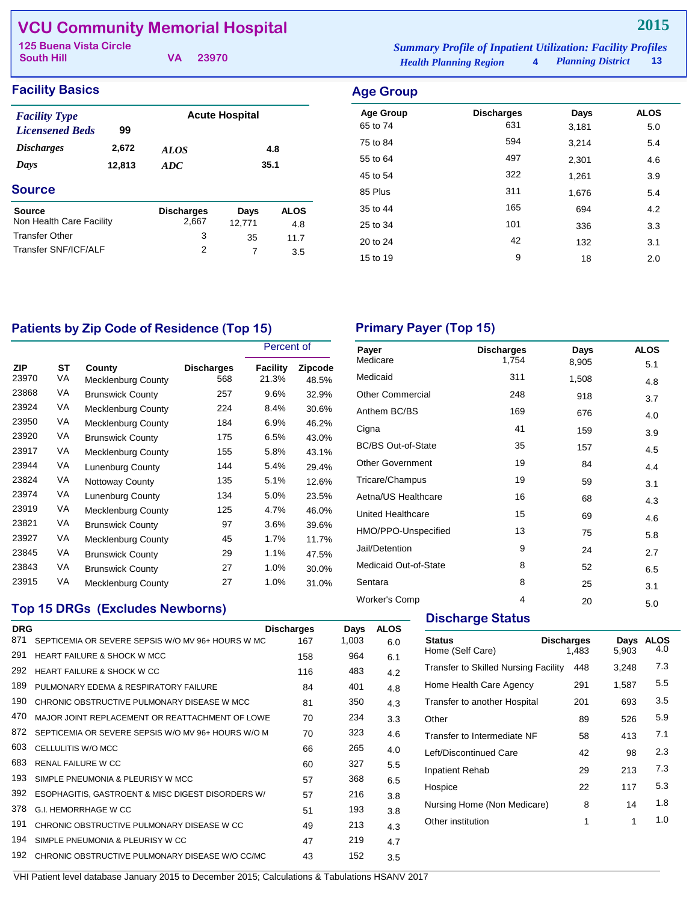# VCU Community Memorial Hospital

**2015**

125 Buena Vista Circle
South Hill VA 23970

*Summary Profile of Inpatient Utilization: Facility Profiles*
*Health Planning Region* 4 *Planning District* 13

## Facility Basics

| | | | |
|---|---|---|---|
| *Facility Type* | | Acute Hospital | |
| *Licensened Beds* | 99 | | |
| *Discharges* | 2,672 | *ALOS* | 4.8 |
| *Days* | 12,813 | *ADC* | 35.1 |

## Source

| Source | Discharges | Days | ALOS |
|---|---|---|---|
| Non Health Care Facility | 2,667 | 12,771 | 4.8 |
| Transfer Other | 3 | 35 | 11.7 |
| Transfer SNF/ICF/ALF | 2 | 7 | 3.5 |

## Age Group

| Age Group | Discharges | Days | ALOS |
|---|---|---|---|
| 65 to 74 | 631 | 3,181 | 5.0 |
| 75 to 84 | 594 | 3,214 | 5.4 |
| 55 to 64 | 497 | 2,301 | 4.6 |
| 45 to 54 | 322 | 1,261 | 3.9 |
| 85 Plus | 311 | 1,676 | 5.4 |
| 35 to 44 | 165 | 694 | 4.2 |
| 25 to 34 | 101 | 336 | 3.3 |
| 20 to 24 | 42 | 132 | 3.1 |
| 15 to 19 | 9 | 18 | 2.0 |

## Patients by Zip Code of Residence (Top 15)

| | | | | Percent of | |
|---|---|---|---|---|---|
| ZIP | ST | County | Discharges | Facility | Zipcode |
| 23970 | VA | Mecklenburg County | 568 | 21.3% | 48.5% |
| 23868 | VA | Brunswick County | 257 | 9.6% | 32.9% |
| 23924 | VA | Mecklenburg County | 224 | 8.4% | 30.6% |
| 23950 | VA | Mecklenburg County | 184 | 6.9% | 46.2% |
| 23920 | VA | Brunswick County | 175 | 6.5% | 43.0% |
| 23917 | VA | Mecklenburg County | 155 | 5.8% | 43.1% |
| 23944 | VA | Lunenburg County | 144 | 5.4% | 29.4% |
| 23824 | VA | Nottoway County | 135 | 5.1% | 12.6% |
| 23974 | VA | Lunenburg County | 134 | 5.0% | 23.5% |
| 23919 | VA | Mecklenburg County | 125 | 4.7% | 46.0% |
| 23821 | VA | Brunswick County | 97 | 3.6% | 39.6% |
| 23927 | VA | Mecklenburg County | 45 | 1.7% | 11.7% |
| 23845 | VA | Brunswick County | 29 | 1.1% | 47.5% |
| 23843 | VA | Brunswick County | 27 | 1.0% | 30.0% |
| 23915 | VA | Mecklenburg County | 27 | 1.0% | 31.0% |

## Primary Payer (Top 15)

| Payer | Discharges | Days | ALOS |
|---|---|---|---|
| Medicare | 1,754 | 8,905 | 5.1 |
| Medicaid | 311 | 1,508 | 4.8 |
| Other Commercial | 248 | 918 | 3.7 |
| Anthem BC/BS | 169 | 676 | 4.0 |
| Cigna | 41 | 159 | 3.9 |
| BC/BS Out-of-State | 35 | 157 | 4.5 |
| Other Government | 19 | 84 | 4.4 |
| Tricare/Champus | 19 | 59 | 3.1 |
| Aetna/US Healthcare | 16 | 68 | 4.3 |
| United Healthcare | 15 | 69 | 4.6 |
| HMO/PPO-Unspecified | 13 | 75 | 5.8 |
| Jail/Detention | 9 | 24 | 2.7 |
| Medicaid Out-of-State | 8 | 52 | 6.5 |
| Sentara | 8 | 25 | 3.1 |
| Worker's Comp | 4 | 20 | 5.0 |

## Top 15 DRGs (Excludes Newborns)

| DRG | | Discharges | Days | ALOS |
|---|---|---|---|---|
| 871 | SEPTICEMIA OR SEVERE SEPSIS W/O MV 96+ HOURS W MC | 167 | 1,003 | 6.0 |
| 291 | HEART FAILURE & SHOCK W MCC | 158 | 964 | 6.1 |
| 292 | HEART FAILURE & SHOCK W CC | 116 | 483 | 4.2 |
| 189 | PULMONARY EDEMA & RESPIRATORY FAILURE | 84 | 401 | 4.8 |
| 190 | CHRONIC OBSTRUCTIVE PULMONARY DISEASE W MCC | 81 | 350 | 4.3 |
| 470 | MAJOR JOINT REPLACEMENT OR REATTACHMENT OF LOWE | 70 | 234 | 3.3 |
| 872 | SEPTICEMIA OR SEVERE SEPSIS W/O MV 96+ HOURS W/O M | 70 | 323 | 4.6 |
| 603 | CELLULITIS W/O MCC | 66 | 265 | 4.0 |
| 683 | RENAL FAILURE W CC | 60 | 327 | 5.5 |
| 193 | SIMPLE PNEUMONIA & PLEURISY W MCC | 57 | 368 | 6.5 |
| 392 | ESOPHAGITIS, GASTROENT & MISC DIGEST DISORDERS W/ | 57 | 216 | 3.8 |
| 378 | G.I. HEMORRHAGE W CC | 51 | 193 | 3.8 |
| 191 | CHRONIC OBSTRUCTIVE PULMONARY DISEASE W CC | 49 | 213 | 4.3 |
| 194 | SIMPLE PNEUMONIA & PLEURISY W CC | 47 | 219 | 4.7 |
| 192 | CHRONIC OBSTRUCTIVE PULMONARY DISEASE W/O CC/MC | 43 | 152 | 3.5 |

## Discharge Status

| Status | Discharges | Days | ALOS |
|---|---|---|---|
| Home (Self Care) | 1,483 | 5,903 | 4.0 |
| Transfer to Skilled Nursing Facility | 448 | 3,248 | 7.3 |
| Home Health Care Agency | 291 | 1,587 | 5.5 |
| Transfer to another Hospital | 201 | 693 | 3.5 |
| Other | 89 | 526 | 5.9 |
| Transfer to Intermediate NF | 58 | 413 | 7.1 |
| Left/Discontinued Care | 42 | 98 | 2.3 |
| Inpatient Rehab | 29 | 213 | 7.3 |
| Hospice | 22 | 117 | 5.3 |
| Nursing Home (Non Medicare) | 8 | 14 | 1.8 |
| Other institution | 1 | 1 | 1.0 |

VHI Patient level database January 2015 to December 2015; Calculations & Tabulations HSANV 2017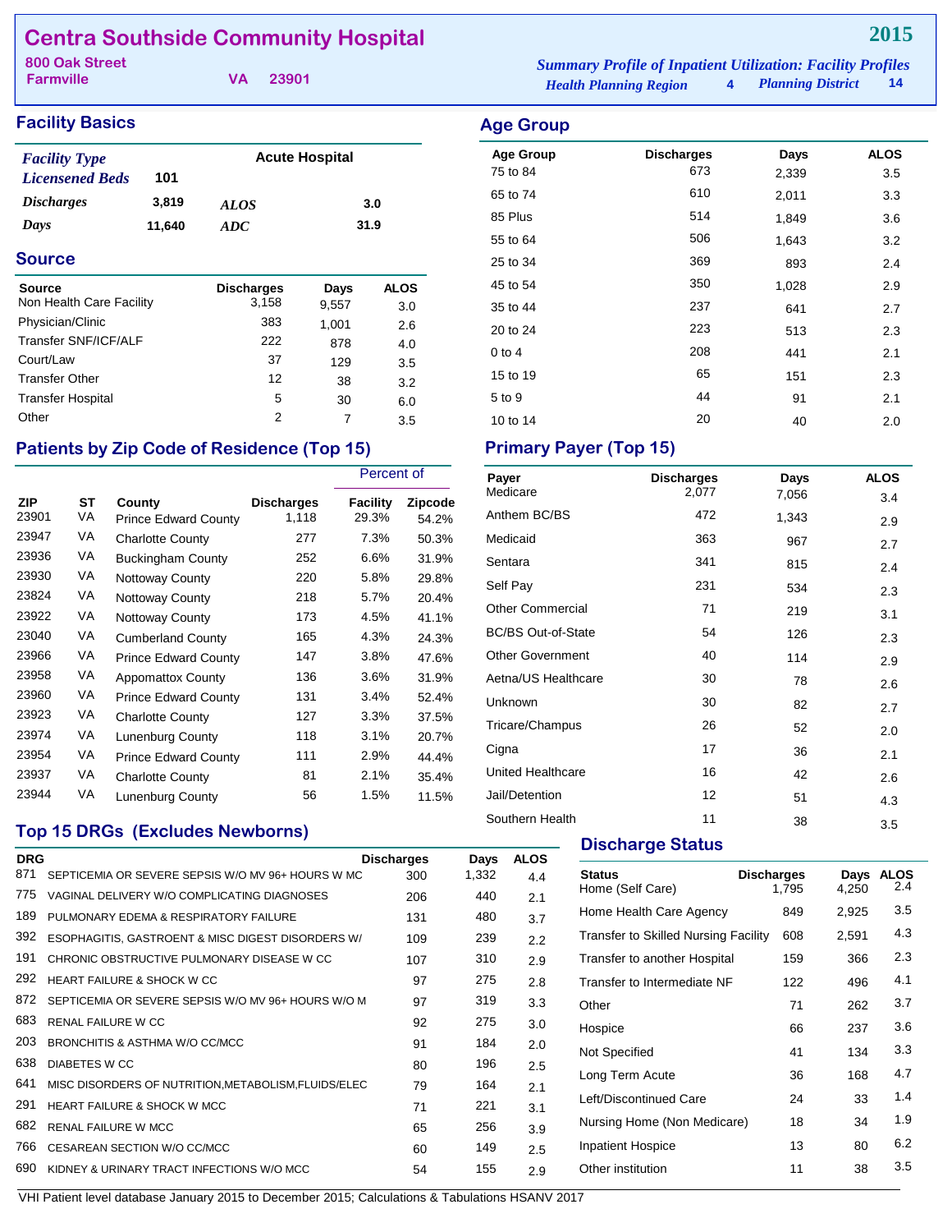# Centra Southside Community Hospital

**2015**

800 Oak Street
Farmville VA 23901

*Summary Profile of Inpatient Utilization: Facility Profiles*
*Health Planning Region* 4 *Planning District* 14

## Facility Basics

| | | | |
|---|---|---|---|
| *Facility Type* | | Acute Hospital | |
| *Licensened Beds* | 101 | | |
| *Discharges* | 3,819 | *ALOS* | 3.0 |
| *Days* | 11,640 | *ADC* | 31.9 |

## Source

| Source | Discharges | Days | ALOS |
|---|---|---|---|
| Non Health Care Facility | 3,158 | 9,557 | 3.0 |
| Physician/Clinic | 383 | 1,001 | 2.6 |
| Transfer SNF/ICF/ALF | 222 | 878 | 4.0 |
| Court/Law | 37 | 129 | 3.5 |
| Transfer Other | 12 | 38 | 3.2 |
| Transfer Hospital | 5 | 30 | 6.0 |
| Other | 2 | 7 | 3.5 |

## Age Group

| Age Group | Discharges | Days | ALOS |
|---|---|---|---|
| 75 to 84 | 673 | 2,339 | 3.5 |
| 65 to 74 | 610 | 2,011 | 3.3 |
| 85 Plus | 514 | 1,849 | 3.6 |
| 55 to 64 | 506 | 1,643 | 3.2 |
| 25 to 34 | 369 | 893 | 2.4 |
| 45 to 54 | 350 | 1,028 | 2.9 |
| 35 to 44 | 237 | 641 | 2.7 |
| 20 to 24 | 223 | 513 | 2.3 |
| 0 to 4 | 208 | 441 | 2.1 |
| 15 to 19 | 65 | 151 | 2.3 |
| 5 to 9 | 44 | 91 | 2.1 |
| 10 to 14 | 20 | 40 | 2.0 |

## Patients by Zip Code of Residence (Top 15)

| ZIP | ST | County | Discharges | Percent of Facility | Percent of Zipcode |
|---|---|---|---|---|---|
| 23901 | VA | Prince Edward County | 1,118 | 29.3% | 54.2% |
| 23947 | VA | Charlotte County | 277 | 7.3% | 50.3% |
| 23936 | VA | Buckingham County | 252 | 6.6% | 31.9% |
| 23930 | VA | Nottoway County | 220 | 5.8% | 29.8% |
| 23824 | VA | Nottoway County | 218 | 5.7% | 20.4% |
| 23922 | VA | Nottoway County | 173 | 4.5% | 41.1% |
| 23040 | VA | Cumberland County | 165 | 4.3% | 24.3% |
| 23966 | VA | Prince Edward County | 147 | 3.8% | 47.6% |
| 23958 | VA | Appomattox County | 136 | 3.6% | 31.9% |
| 23960 | VA | Prince Edward County | 131 | 3.4% | 52.4% |
| 23923 | VA | Charlotte County | 127 | 3.3% | 37.5% |
| 23974 | VA | Lunenburg County | 118 | 3.1% | 20.7% |
| 23954 | VA | Prince Edward County | 111 | 2.9% | 44.4% |
| 23937 | VA | Charlotte County | 81 | 2.1% | 35.4% |
| 23944 | VA | Lunenburg County | 56 | 1.5% | 11.5% |

## Primary Payer (Top 15)

| Payer | Discharges | Days | ALOS |
|---|---|---|---|
| Medicare | 2,077 | 7,056 | 3.4 |
| Anthem BC/BS | 472 | 1,343 | 2.9 |
| Medicaid | 363 | 967 | 2.7 |
| Sentara | 341 | 815 | 2.4 |
| Self Pay | 231 | 534 | 2.3 |
| Other Commercial | 71 | 219 | 3.1 |
| BC/BS Out-of-State | 54 | 126 | 2.3 |
| Other Government | 40 | 114 | 2.9 |
| Aetna/US Healthcare | 30 | 78 | 2.6 |
| Unknown | 30 | 82 | 2.7 |
| Tricare/Champus | 26 | 52 | 2.0 |
| Cigna | 17 | 36 | 2.1 |
| United Healthcare | 16 | 42 | 2.6 |
| Jail/Detention | 12 | 51 | 4.3 |
| Southern Health | 11 | 38 | 3.5 |

## Top 15 DRGs (Excludes Newborns)

| DRG | | Discharges | Days | ALOS |
|---|---|---|---|---|
| 871 | SEPTICEMIA OR SEVERE SEPSIS W/O MV 96+ HOURS W MC | 300 | 1,332 | 4.4 |
| 775 | VAGINAL DELIVERY W/O COMPLICATING DIAGNOSES | 206 | 440 | 2.1 |
| 189 | PULMONARY EDEMA & RESPIRATORY FAILURE | 131 | 480 | 3.7 |
| 392 | ESOPHAGITIS, GASTROENT & MISC DIGEST DISORDERS W/ | 109 | 239 | 2.2 |
| 191 | CHRONIC OBSTRUCTIVE PULMONARY DISEASE W CC | 107 | 310 | 2.9 |
| 292 | HEART FAILURE & SHOCK W CC | 97 | 275 | 2.8 |
| 872 | SEPTICEMIA OR SEVERE SEPSIS W/O MV 96+ HOURS W/O M | 97 | 319 | 3.3 |
| 683 | RENAL FAILURE W CC | 92 | 275 | 3.0 |
| 203 | BRONCHITIS & ASTHMA W/O CC/MCC | 91 | 184 | 2.0 |
| 638 | DIABETES W CC | 80 | 196 | 2.5 |
| 641 | MISC DISORDERS OF NUTRITION,METABOLISM,FLUIDS/ELEC | 79 | 164 | 2.1 |
| 291 | HEART FAILURE & SHOCK W MCC | 71 | 221 | 3.1 |
| 682 | RENAL FAILURE W MCC | 65 | 256 | 3.9 |
| 766 | CESAREAN SECTION W/O CC/MCC | 60 | 149 | 2.5 |
| 690 | KIDNEY & URINARY TRACT INFECTIONS W/O MCC | 54 | 155 | 2.9 |

## Discharge Status

| Status | Discharges | Days | ALOS |
|---|---|---|---|
| Home (Self Care) | 1,795 | 4,250 | 2.4 |
| Home Health Care Agency | 849 | 2,925 | 3.5 |
| Transfer to Skilled Nursing Facility | 608 | 2,591 | 4.3 |
| Transfer to another Hospital | 159 | 366 | 2.3 |
| Transfer to Intermediate NF | 122 | 496 | 4.1 |
| Other | 71 | 262 | 3.7 |
| Hospice | 66 | 237 | 3.6 |
| Not Specified | 41 | 134 | 3.3 |
| Long Term Acute | 36 | 168 | 4.7 |
| Left/Discontinued Care | 24 | 33 | 1.4 |
| Nursing Home (Non Medicare) | 18 | 34 | 1.9 |
| Inpatient Hospice | 13 | 80 | 6.2 |
| Other institution | 11 | 38 | 3.5 |

VHI Patient level database January 2015 to December 2015; Calculations & Tabulations HSANV 2017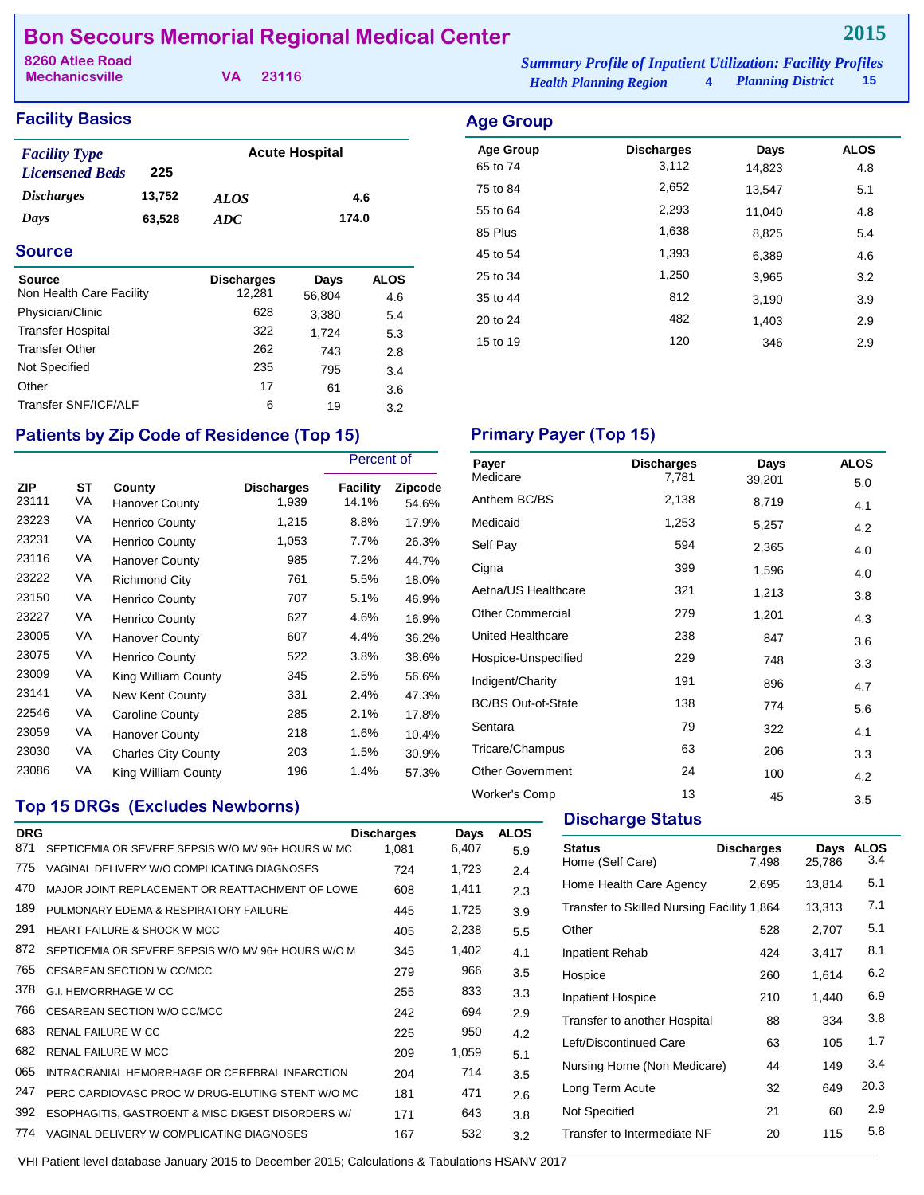# Bon Secours Memorial Regional Medical Center

**2015**

8260 Atlee Road
Mechanicsville VA 23116

*Summary Profile of Inpatient Utilization: Facility Profiles*
*Health Planning Region* 4 *Planning District* 15

## Facility Basics

| | | | |
|---|---|---|---|
| *Facility Type* | | Acute Hospital | |
| *Licensened Beds* | 225 | | |
| *Discharges* | 13,752 | *ALOS* | 4.6 |
| *Days* | 63,528 | *ADC* | 174.0 |

## Source

| Source | Discharges | Days | ALOS |
|---|---|---|---|
| Non Health Care Facility | 12,281 | 56,804 | 4.6 |
| Physician/Clinic | 628 | 3,380 | 5.4 |
| Transfer Hospital | 322 | 1,724 | 5.3 |
| Transfer Other | 262 | 743 | 2.8 |
| Not Specified | 235 | 795 | 3.4 |
| Other | 17 | 61 | 3.6 |
| Transfer SNF/ICF/ALF | 6 | 19 | 3.2 |

## Age Group

| Age Group | Discharges | Days | ALOS |
|---|---|---|---|
| 65 to 74 | 3,112 | 14,823 | 4.8 |
| 75 to 84 | 2,652 | 13,547 | 5.1 |
| 55 to 64 | 2,293 | 11,040 | 4.8 |
| 85 Plus | 1,638 | 8,825 | 5.4 |
| 45 to 54 | 1,393 | 6,389 | 4.6 |
| 25 to 34 | 1,250 | 3,965 | 3.2 |
| 35 to 44 | 812 | 3,190 | 3.9 |
| 20 to 24 | 482 | 1,403 | 2.9 |
| 15 to 19 | 120 | 346 | 2.9 |

## Patients by Zip Code of Residence (Top 15)

| | | | | Percent of | |
|---|---|---|---|---|---|
| ZIP | ST | County | Discharges | Facility | Zipcode |
| 23111 | VA | Hanover County | 1,939 | 14.1% | 54.6% |
| 23223 | VA | Henrico County | 1,215 | 8.8% | 17.9% |
| 23231 | VA | Henrico County | 1,053 | 7.7% | 26.3% |
| 23116 | VA | Hanover County | 985 | 7.2% | 44.7% |
| 23222 | VA | Richmond City | 761 | 5.5% | 18.0% |
| 23150 | VA | Henrico County | 707 | 5.1% | 46.9% |
| 23227 | VA | Henrico County | 627 | 4.6% | 16.9% |
| 23005 | VA | Hanover County | 607 | 4.4% | 36.2% |
| 23075 | VA | Henrico County | 522 | 3.8% | 38.6% |
| 23009 | VA | King William County | 345 | 2.5% | 56.6% |
| 23141 | VA | New Kent County | 331 | 2.4% | 47.3% |
| 22546 | VA | Caroline County | 285 | 2.1% | 17.8% |
| 23059 | VA | Hanover County | 218 | 1.6% | 10.4% |
| 23030 | VA | Charles City County | 203 | 1.5% | 30.9% |
| 23086 | VA | King William County | 196 | 1.4% | 57.3% |

## Primary Payer (Top 15)

| Payer | Discharges | Days | ALOS |
|---|---|---|---|
| Medicare | 7,781 | 39,201 | 5.0 |
| Anthem BC/BS | 2,138 | 8,719 | 4.1 |
| Medicaid | 1,253 | 5,257 | 4.2 |
| Self Pay | 594 | 2,365 | 4.0 |
| Cigna | 399 | 1,596 | 4.0 |
| Aetna/US Healthcare | 321 | 1,213 | 3.8 |
| Other Commercial | 279 | 1,201 | 4.3 |
| United Healthcare | 238 | 847 | 3.6 |
| Hospice-Unspecified | 229 | 748 | 3.3 |
| Indigent/Charity | 191 | 896 | 4.7 |
| BC/BS Out-of-State | 138 | 774 | 5.6 |
| Sentara | 79 | 322 | 4.1 |
| Tricare/Champus | 63 | 206 | 3.3 |
| Other Government | 24 | 100 | 4.2 |
| Worker's Comp | 13 | 45 | 3.5 |

## Top 15 DRGs (Excludes Newborns)

| DRG | | Discharges | Days | ALOS |
|---|---|---|---|---|
| 871 | SEPTICEMIA OR SEVERE SEPSIS W/O MV 96+ HOURS W MC | 1,081 | 6,407 | 5.9 |
| 775 | VAGINAL DELIVERY W/O COMPLICATING DIAGNOSES | 724 | 1,723 | 2.4 |
| 470 | MAJOR JOINT REPLACEMENT OR REATTACHMENT OF LOWE | 608 | 1,411 | 2.3 |
| 189 | PULMONARY EDEMA & RESPIRATORY FAILURE | 445 | 1,725 | 3.9 |
| 291 | HEART FAILURE & SHOCK W MCC | 405 | 2,238 | 5.5 |
| 872 | SEPTICEMIA OR SEVERE SEPSIS W/O MV 96+ HOURS W/O M | 345 | 1,402 | 4.1 |
| 765 | CESAREAN SECTION W CC/MCC | 279 | 966 | 3.5 |
| 378 | G.I. HEMORRHAGE W CC | 255 | 833 | 3.3 |
| 766 | CESAREAN SECTION W/O CC/MCC | 242 | 694 | 2.9 |
| 683 | RENAL FAILURE W CC | 225 | 950 | 4.2 |
| 682 | RENAL FAILURE W MCC | 209 | 1,059 | 5.1 |
| 065 | INTRACRANIAL HEMORRHAGE OR CEREBRAL INFARCTION | 204 | 714 | 3.5 |
| 247 | PERC CARDIOVASC PROC W DRUG-ELUTING STENT W/O MC | 181 | 471 | 2.6 |
| 392 | ESOPHAGITIS, GASTROENT & MISC DIGEST DISORDERS W/ | 171 | 643 | 3.8 |
| 774 | VAGINAL DELIVERY W COMPLICATING DIAGNOSES | 167 | 532 | 3.2 |

## Discharge Status

| Status | Discharges | Days | ALOS |
|---|---|---|---|
| Home (Self Care) | 7,498 | 25,786 | 3.4 |
| Home Health Care Agency | 2,695 | 13,814 | 5.1 |
| Transfer to Skilled Nursing Facility | 1,864 | 13,313 | 7.1 |
| Other | 528 | 2,707 | 5.1 |
| Inpatient Rehab | 424 | 3,417 | 8.1 |
| Hospice | 260 | 1,614 | 6.2 |
| Inpatient Hospice | 210 | 1,440 | 6.9 |
| Transfer to another Hospital | 88 | 334 | 3.8 |
| Left/Discontinued Care | 63 | 105 | 1.7 |
| Nursing Home (Non Medicare) | 44 | 149 | 3.4 |
| Long Term Acute | 32 | 649 | 20.3 |
| Not Specified | 21 | 60 | 2.9 |
| Transfer to Intermediate NF | 20 | 115 | 5.8 |

VHI Patient level database January 2015 to December 2015; Calculations & Tabulations HSANV 2017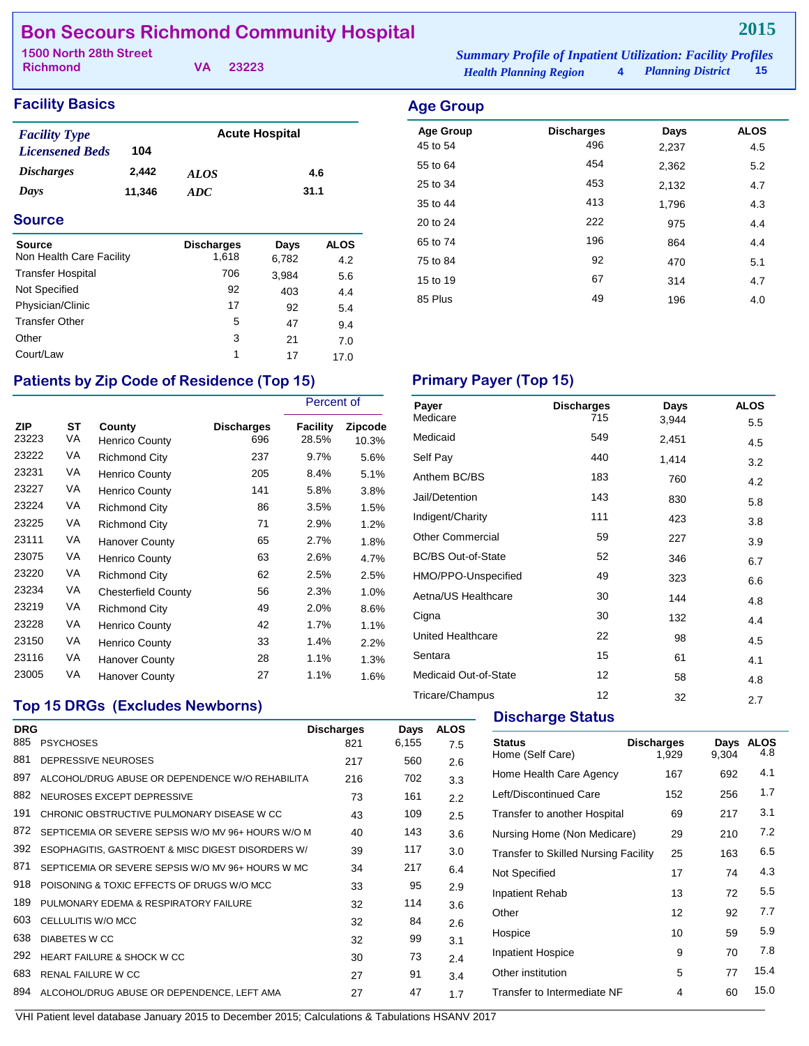# Bon Secours Richmond Community Hospital

**2015**

1500 North 28th Street
Richmond VA 23223

*Summary Profile of Inpatient Utilization: Facility Profiles*
*Health Planning Region* 4 *Planning District* 15

## Facility Basics

| | | | |
|---|---|---|---|
| *Facility Type* | | Acute Hospital | |
| *Licensened Beds* | 104 | | |
| *Discharges* | 2,442 | *ALOS* | 4.6 |
| *Days* | 11,346 | *ADC* | 31.1 |

## Source

| Source | Discharges | Days | ALOS |
|---|---|---|---|
| Non Health Care Facility | 1,618 | 6,782 | 4.2 |
| Transfer Hospital | 706 | 3,984 | 5.6 |
| Not Specified | 92 | 403 | 4.4 |
| Physician/Clinic | 17 | 92 | 5.4 |
| Transfer Other | 5 | 47 | 9.4 |
| Other | 3 | 21 | 7.0 |
| Court/Law | 1 | 17 | 17.0 |

## Age Group

| Age Group | Discharges | Days | ALOS |
|---|---|---|---|
| 45 to 54 | 496 | 2,237 | 4.5 |
| 55 to 64 | 454 | 2,362 | 5.2 |
| 25 to 34 | 453 | 2,132 | 4.7 |
| 35 to 44 | 413 | 1,796 | 4.3 |
| 20 to 24 | 222 | 975 | 4.4 |
| 65 to 74 | 196 | 864 | 4.4 |
| 75 to 84 | 92 | 470 | 5.1 |
| 15 to 19 | 67 | 314 | 4.7 |
| 85 Plus | 49 | 196 | 4.0 |

## Patients by Zip Code of Residence (Top 15)

| ZIP | ST | County | Discharges | Percent of Facility | Percent of Zipcode |
|---|---|---|---|---|---|
| 23223 | VA | Henrico County | 696 | 28.5% | 10.3% |
| 23222 | VA | Richmond City | 237 | 9.7% | 5.6% |
| 23231 | VA | Henrico County | 205 | 8.4% | 5.1% |
| 23227 | VA | Henrico County | 141 | 5.8% | 3.8% |
| 23224 | VA | Richmond City | 86 | 3.5% | 1.5% |
| 23225 | VA | Richmond City | 71 | 2.9% | 1.2% |
| 23111 | VA | Hanover County | 65 | 2.7% | 1.8% |
| 23075 | VA | Henrico County | 63 | 2.6% | 4.7% |
| 23220 | VA | Richmond City | 62 | 2.5% | 2.5% |
| 23234 | VA | Chesterfield County | 56 | 2.3% | 1.0% |
| 23219 | VA | Richmond City | 49 | 2.0% | 8.6% |
| 23228 | VA | Henrico County | 42 | 1.7% | 1.1% |
| 23150 | VA | Henrico County | 33 | 1.4% | 2.2% |
| 23116 | VA | Hanover County | 28 | 1.1% | 1.3% |
| 23005 | VA | Hanover County | 27 | 1.1% | 1.6% |

## Primary Payer (Top 15)

| Payer | Discharges | Days | ALOS |
|---|---|---|---|
| Medicare | 715 | 3,944 | 5.5 |
| Medicaid | 549 | 2,451 | 4.5 |
| Self Pay | 440 | 1,414 | 3.2 |
| Anthem BC/BS | 183 | 760 | 4.2 |
| Jail/Detention | 143 | 830 | 5.8 |
| Indigent/Charity | 111 | 423 | 3.8 |
| Other Commercial | 59 | 227 | 3.9 |
| BC/BS Out-of-State | 52 | 346 | 6.7 |
| HMO/PPO-Unspecified | 49 | 323 | 6.6 |
| Aetna/US Healthcare | 30 | 144 | 4.8 |
| Cigna | 30 | 132 | 4.4 |
| United Healthcare | 22 | 98 | 4.5 |
| Sentara | 15 | 61 | 4.1 |
| Medicaid Out-of-State | 12 | 58 | 4.8 |
| Tricare/Champus | 12 | 32 | 2.7 |

## Top 15 DRGs (Excludes Newborns)

| DRG | | Discharges | Days | ALOS |
|---|---|---|---|---|
| 885 | PSYCHOSES | 821 | 6,155 | 7.5 |
| 881 | DEPRESSIVE NEUROSES | 217 | 560 | 2.6 |
| 897 | ALCOHOL/DRUG ABUSE OR DEPENDENCE W/O REHABILITA | 216 | 702 | 3.3 |
| 882 | NEUROSES EXCEPT DEPRESSIVE | 73 | 161 | 2.2 |
| 191 | CHRONIC OBSTRUCTIVE PULMONARY DISEASE W CC | 43 | 109 | 2.5 |
| 872 | SEPTICEMIA OR SEVERE SEPSIS W/O MV 96+ HOURS W/O M | 40 | 143 | 3.6 |
| 392 | ESOPHAGITIS, GASTROENT & MISC DIGEST DISORDERS W/ | 39 | 117 | 3.0 |
| 871 | SEPTICEMIA OR SEVERE SEPSIS W/O MV 96+ HOURS W MC | 34 | 217 | 6.4 |
| 918 | POISONING & TOXIC EFFECTS OF DRUGS W/O MCC | 33 | 95 | 2.9 |
| 189 | PULMONARY EDEMA & RESPIRATORY FAILURE | 32 | 114 | 3.6 |
| 603 | CELLULITIS W/O MCC | 32 | 84 | 2.6 |
| 638 | DIABETES W CC | 32 | 99 | 3.1 |
| 292 | HEART FAILURE & SHOCK W CC | 30 | 73 | 2.4 |
| 683 | RENAL FAILURE W CC | 27 | 91 | 3.4 |
| 894 | ALCOHOL/DRUG ABUSE OR DEPENDENCE, LEFT AMA | 27 | 47 | 1.7 |

## Discharge Status

| Status | Discharges | Days | ALOS |
|---|---|---|---|
| Home (Self Care) | 1,929 | 9,304 | 4.8 |
| Home Health Care Agency | 167 | 692 | 4.1 |
| Left/Discontinued Care | 152 | 256 | 1.7 |
| Transfer to another Hospital | 69 | 217 | 3.1 |
| Nursing Home (Non Medicare) | 29 | 210 | 7.2 |
| Transfer to Skilled Nursing Facility | 25 | 163 | 6.5 |
| Not Specified | 17 | 74 | 4.3 |
| Inpatient Rehab | 13 | 72 | 5.5 |
| Other | 12 | 92 | 7.7 |
| Hospice | 10 | 59 | 5.9 |
| Inpatient Hospice | 9 | 70 | 7.8 |
| Other institution | 5 | 77 | 15.4 |
| Transfer to Intermediate NF | 4 | 60 | 15.0 |

VHI Patient level database January 2015 to December 2015; Calculations & Tabulations HSANV 2017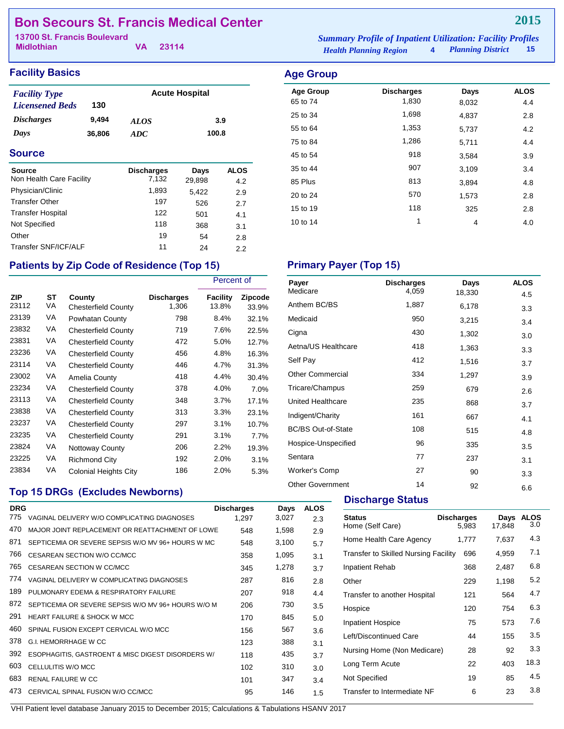# Bon Secours St. Francis Medical Center

**2015**

13700 St. Francis Boulevard
Midlothian VA 23114

*Summary Profile of Inpatient Utilization: Facility Profiles*
*Health Planning Region* 4 *Planning District* 15

## Facility Basics

| | | | |
|---|---|---|---|
| *Facility Type* | | Acute Hospital | |
| *Licensened Beds* | 130 | | |
| *Discharges* | 9,494 | *ALOS* | 3.9 |
| *Days* | 36,806 | *ADC* | 100.8 |

## Source

| Source | Discharges | Days | ALOS |
|---|---|---|---|
| Non Health Care Facility | 7,132 | 29,898 | 4.2 |
| Physician/Clinic | 1,893 | 5,422 | 2.9 |
| Transfer Other | 197 | 526 | 2.7 |
| Transfer Hospital | 122 | 501 | 4.1 |
| Not Specified | 118 | 368 | 3.1 |
| Other | 19 | 54 | 2.8 |
| Transfer SNF/ICF/ALF | 11 | 24 | 2.2 |

## Age Group

| Age Group | Discharges | Days | ALOS |
|---|---|---|---|
| 65 to 74 | 1,830 | 8,032 | 4.4 |
| 25 to 34 | 1,698 | 4,837 | 2.8 |
| 55 to 64 | 1,353 | 5,737 | 4.2 |
| 75 to 84 | 1,286 | 5,711 | 4.4 |
| 45 to 54 | 918 | 3,584 | 3.9 |
| 35 to 44 | 907 | 3,109 | 3.4 |
| 85 Plus | 813 | 3,894 | 4.8 |
| 20 to 24 | 570 | 1,573 | 2.8 |
| 15 to 19 | 118 | 325 | 2.8 |
| 10 to 14 | 1 | 4 | 4.0 |

## Patients by Zip Code of Residence (Top 15)

| | | | | Percent of | |
|---|---|---|---|---|---|
| ZIP | ST | County | Discharges | Facility | Zipcode |
| 23112 | VA | Chesterfield County | 1,306 | 13.8% | 33.9% |
| 23139 | VA | Powhatan County | 798 | 8.4% | 32.1% |
| 23832 | VA | Chesterfield County | 719 | 7.6% | 22.5% |
| 23831 | VA | Chesterfield County | 472 | 5.0% | 12.7% |
| 23236 | VA | Chesterfield County | 456 | 4.8% | 16.3% |
| 23114 | VA | Chesterfield County | 446 | 4.7% | 31.3% |
| 23002 | VA | Amelia County | 418 | 4.4% | 30.4% |
| 23234 | VA | Chesterfield County | 378 | 4.0% | 7.0% |
| 23113 | VA | Chesterfield County | 348 | 3.7% | 17.1% |
| 23838 | VA | Chesterfield County | 313 | 3.3% | 23.1% |
| 23237 | VA | Chesterfield County | 297 | 3.1% | 10.7% |
| 23235 | VA | Chesterfield County | 291 | 3.1% | 7.7% |
| 23824 | VA | Nottoway County | 206 | 2.2% | 19.3% |
| 23225 | VA | Richmond City | 192 | 2.0% | 3.1% |
| 23834 | VA | Colonial Heights City | 186 | 2.0% | 5.3% |

## Primary Payer (Top 15)

| Payer | Discharges | Days | ALOS |
|---|---|---|---|
| Medicare | 4,059 | 18,330 | 4.5 |
| Anthem BC/BS | 1,887 | 6,178 | 3.3 |
| Medicaid | 950 | 3,215 | 3.4 |
| Cigna | 430 | 1,302 | 3.0 |
| Aetna/US Healthcare | 418 | 1,363 | 3.3 |
| Self Pay | 412 | 1,516 | 3.7 |
| Other Commercial | 334 | 1,297 | 3.9 |
| Tricare/Champus | 259 | 679 | 2.6 |
| United Healthcare | 235 | 868 | 3.7 |
| Indigent/Charity | 161 | 667 | 4.1 |
| BC/BS Out-of-State | 108 | 515 | 4.8 |
| Hospice-Unspecified | 96 | 335 | 3.5 |
| Sentara | 77 | 237 | 3.1 |
| Worker's Comp | 27 | 90 | 3.3 |
| Other Government | 14 | 92 | 6.6 |

## Top 15 DRGs (Excludes Newborns)

| DRG | | Discharges | Days | ALOS |
|---|---|---|---|---|
| 775 | VAGINAL DELIVERY W/O COMPLICATING DIAGNOSES | 1,297 | 3,027 | 2.3 |
| 470 | MAJOR JOINT REPLACEMENT OR REATTACHMENT OF LOWE | 548 | 1,598 | 2.9 |
| 871 | SEPTICEMIA OR SEVERE SEPSIS W/O MV 96+ HOURS W MC | 548 | 3,100 | 5.7 |
| 766 | CESAREAN SECTION W/O CC/MCC | 358 | 1,095 | 3.1 |
| 765 | CESAREAN SECTION W CC/MCC | 345 | 1,278 | 3.7 |
| 774 | VAGINAL DELIVERY W COMPLICATING DIAGNOSES | 287 | 816 | 2.8 |
| 189 | PULMONARY EDEMA & RESPIRATORY FAILURE | 207 | 918 | 4.4 |
| 872 | SEPTICEMIA OR SEVERE SEPSIS W/O MV 96+ HOURS W/O M | 206 | 730 | 3.5 |
| 291 | HEART FAILURE & SHOCK W MCC | 170 | 845 | 5.0 |
| 460 | SPINAL FUSION EXCEPT CERVICAL W/O MCC | 156 | 567 | 3.6 |
| 378 | G.I. HEMORRHAGE W CC | 123 | 388 | 3.1 |
| 392 | ESOPHAGITIS, GASTROENT & MISC DIGEST DISORDERS W/ | 118 | 435 | 3.7 |
| 603 | CELLULITIS W/O MCC | 102 | 310 | 3.0 |
| 683 | RENAL FAILURE W CC | 101 | 347 | 3.4 |
| 473 | CERVICAL SPINAL FUSION W/O CC/MCC | 95 | 146 | 1.5 |

## Discharge Status

| Status | Discharges | Days | ALOS |
|---|---|---|---|
| Home (Self Care) | 5,983 | 17,848 | 3.0 |
| Home Health Care Agency | 1,777 | 7,637 | 4.3 |
| Transfer to Skilled Nursing Facility | 696 | 4,959 | 7.1 |
| Inpatient Rehab | 368 | 2,487 | 6.8 |
| Other | 229 | 1,198 | 5.2 |
| Transfer to another Hospital | 121 | 564 | 4.7 |
| Hospice | 120 | 754 | 6.3 |
| Inpatient Hospice | 75 | 573 | 7.6 |
| Left/Discontinued Care | 44 | 155 | 3.5 |
| Nursing Home (Non Medicare) | 28 | 92 | 3.3 |
| Long Term Acute | 22 | 403 | 18.3 |
| Not Specified | 19 | 85 | 4.5 |
| Transfer to Intermediate NF | 6 | 23 | 3.8 |

VHI Patient level database January 2015 to December 2015; Calculations & Tabulations HSANV 2017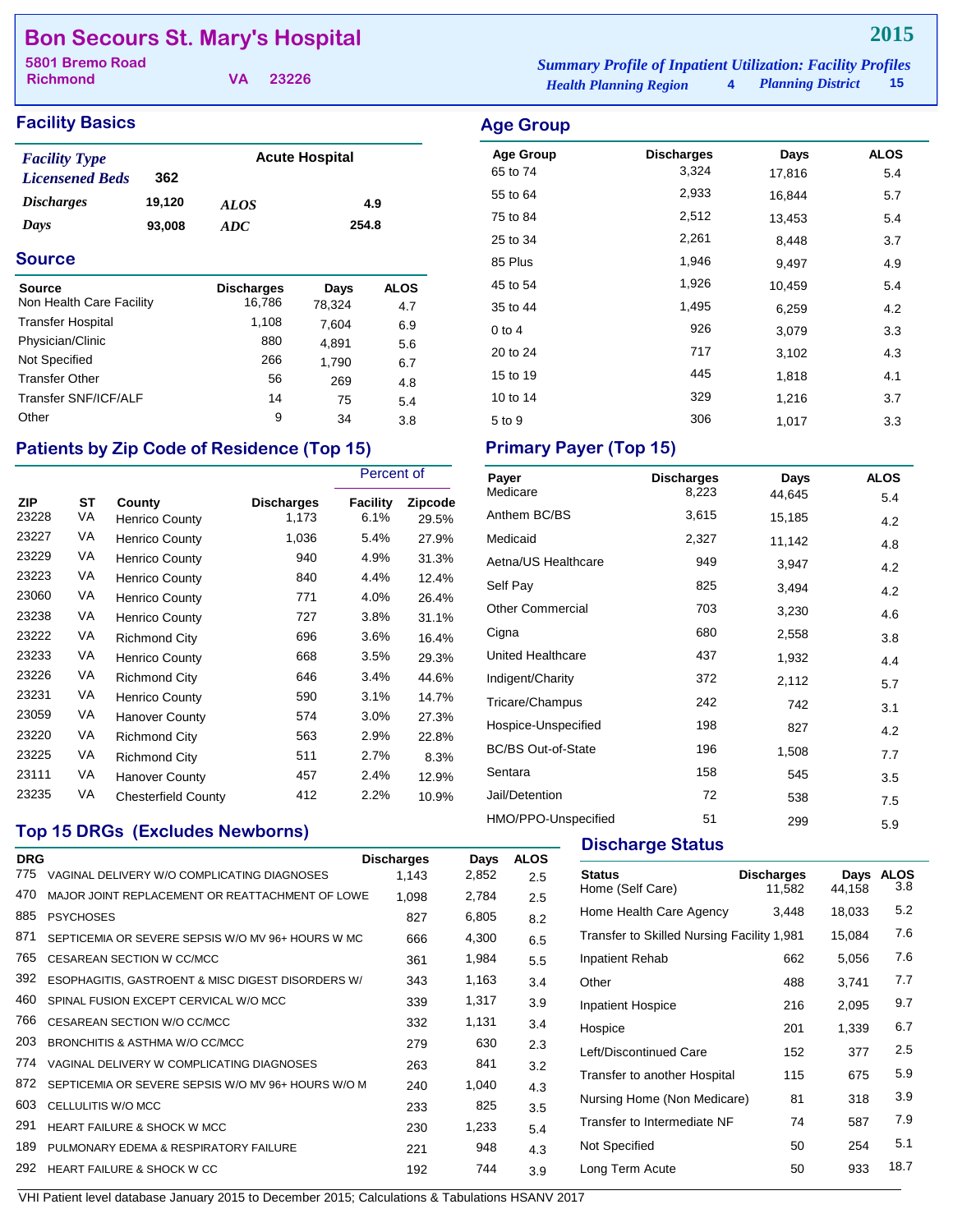# Bon Secours St. Mary's Hospital

**2015**

5801 Bremo Road
Richmond VA 23226

*Summary Profile of Inpatient Utilization: Facility Profiles*
*Health Planning Region* 4 *Planning District* 15

## Facility Basics

| | | | |
|---|---|---|---|
| *Facility Type* | | Acute Hospital | |
| *Licensened Beds* | 362 | | |
| *Discharges* | 19,120 | *ALOS* | 4.9 |
| *Days* | 93,008 | *ADC* | 254.8 |

## Source

| Source | Discharges | Days | ALOS |
|---|---|---|---|
| Non Health Care Facility | 16,786 | 78,324 | 4.7 |
| Transfer Hospital | 1,108 | 7,604 | 6.9 |
| Physician/Clinic | 880 | 4,891 | 5.6 |
| Not Specified | 266 | 1,790 | 6.7 |
| Transfer Other | 56 | 269 | 4.8 |
| Transfer SNF/ICF/ALF | 14 | 75 | 5.4 |
| Other | 9 | 34 | 3.8 |

## Patients by Zip Code of Residence (Top 15)

| | | | | Percent of | |
|---|---|---|---|---|---|
| ZIP | ST | County | Discharges | Facility | Zipcode |
| 23228 | VA | Henrico County | 1,173 | 6.1% | 29.5% |
| 23227 | VA | Henrico County | 1,036 | 5.4% | 27.9% |
| 23229 | VA | Henrico County | 940 | 4.9% | 31.3% |
| 23223 | VA | Henrico County | 840 | 4.4% | 12.4% |
| 23060 | VA | Henrico County | 771 | 4.0% | 26.4% |
| 23238 | VA | Henrico County | 727 | 3.8% | 31.1% |
| 23222 | VA | Richmond City | 696 | 3.6% | 16.4% |
| 23233 | VA | Henrico County | 668 | 3.5% | 29.3% |
| 23226 | VA | Richmond City | 646 | 3.4% | 44.6% |
| 23231 | VA | Henrico County | 590 | 3.1% | 14.7% |
| 23059 | VA | Hanover County | 574 | 3.0% | 27.3% |
| 23220 | VA | Richmond City | 563 | 2.9% | 22.8% |
| 23225 | VA | Richmond City | 511 | 2.7% | 8.3% |
| 23111 | VA | Hanover County | 457 | 2.4% | 12.9% |
| 23235 | VA | Chesterfield County | 412 | 2.2% | 10.9% |

## Top 15 DRGs (Excludes Newborns)

| DRG | | Discharges | Days | ALOS |
|---|---|---|---|---|
| 775 | VAGINAL DELIVERY W/O COMPLICATING DIAGNOSES | 1,143 | 2,852 | 2.5 |
| 470 | MAJOR JOINT REPLACEMENT OR REATTACHMENT OF LOWE | 1,098 | 2,784 | 2.5 |
| 885 | PSYCHOSES | 827 | 6,805 | 8.2 |
| 871 | SEPTICEMIA OR SEVERE SEPSIS W/O MV 96+ HOURS W MC | 666 | 4,300 | 6.5 |
| 765 | CESAREAN SECTION W CC/MCC | 361 | 1,984 | 5.5 |
| 392 | ESOPHAGITIS, GASTROENT & MISC DIGEST DISORDERS W/ | 343 | 1,163 | 3.4 |
| 460 | SPINAL FUSION EXCEPT CERVICAL W/O MCC | 339 | 1,317 | 3.9 |
| 766 | CESAREAN SECTION W/O CC/MCC | 332 | 1,131 | 3.4 |
| 203 | BRONCHITIS & ASTHMA W/O CC/MCC | 279 | 630 | 2.3 |
| 774 | VAGINAL DELIVERY W COMPLICATING DIAGNOSES | 263 | 841 | 3.2 |
| 872 | SEPTICEMIA OR SEVERE SEPSIS W/O MV 96+ HOURS W/O M | 240 | 1,040 | 4.3 |
| 603 | CELLULITIS W/O MCC | 233 | 825 | 3.5 |
| 291 | HEART FAILURE & SHOCK W MCC | 230 | 1,233 | 5.4 |
| 189 | PULMONARY EDEMA & RESPIRATORY FAILURE | 221 | 948 | 4.3 |
| 292 | HEART FAILURE & SHOCK W CC | 192 | 744 | 3.9 |

## Age Group

| Age Group | Discharges | Days | ALOS |
|---|---|---|---|
| 65 to 74 | 3,324 | 17,816 | 5.4 |
| 55 to 64 | 2,933 | 16,844 | 5.7 |
| 75 to 84 | 2,512 | 13,453 | 5.4 |
| 25 to 34 | 2,261 | 8,448 | 3.7 |
| 85 Plus | 1,946 | 9,497 | 4.9 |
| 45 to 54 | 1,926 | 10,459 | 5.4 |
| 35 to 44 | 1,495 | 6,259 | 4.2 |
| 0 to 4 | 926 | 3,079 | 3.3 |
| 20 to 24 | 717 | 3,102 | 4.3 |
| 15 to 19 | 445 | 1,818 | 4.1 |
| 10 to 14 | 329 | 1,216 | 3.7 |
| 5 to 9 | 306 | 1,017 | 3.3 |

## Primary Payer (Top 15)

| Payer | Discharges | Days | ALOS |
|---|---|---|---|
| Medicare | 8,223 | 44,645 | 5.4 |
| Anthem BC/BS | 3,615 | 15,185 | 4.2 |
| Medicaid | 2,327 | 11,142 | 4.8 |
| Aetna/US Healthcare | 949 | 3,947 | 4.2 |
| Self Pay | 825 | 3,494 | 4.2 |
| Other Commercial | 703 | 3,230 | 4.6 |
| Cigna | 680 | 2,558 | 3.8 |
| United Healthcare | 437 | 1,932 | 4.4 |
| Indigent/Charity | 372 | 2,112 | 5.7 |
| Tricare/Champus | 242 | 742 | 3.1 |
| Hospice-Unspecified | 198 | 827 | 4.2 |
| BC/BS Out-of-State | 196 | 1,508 | 7.7 |
| Sentara | 158 | 545 | 3.5 |
| Jail/Detention | 72 | 538 | 7.5 |
| HMO/PPO-Unspecified | 51 | 299 | 5.9 |

## Discharge Status

| Status | Discharges | Days | ALOS |
|---|---|---|---|
| Home (Self Care) | 11,582 | 44,158 | 3.8 |
| Home Health Care Agency | 3,448 | 18,033 | 5.2 |
| Transfer to Skilled Nursing Facility | 1,981 | 15,084 | 7.6 |
| Inpatient Rehab | 662 | 5,056 | 7.6 |
| Other | 488 | 3,741 | 7.7 |
| Inpatient Hospice | 216 | 2,095 | 9.7 |
| Hospice | 201 | 1,339 | 6.7 |
| Left/Discontinued Care | 152 | 377 | 2.5 |
| Transfer to another Hospital | 115 | 675 | 5.9 |
| Nursing Home (Non Medicare) | 81 | 318 | 3.9 |
| Transfer to Intermediate NF | 74 | 587 | 7.9 |
| Not Specified | 50 | 254 | 5.1 |
| Long Term Acute | 50 | 933 | 18.7 |

VHI Patient level database January 2015 to December 2015; Calculations & Tabulations HSANV 2017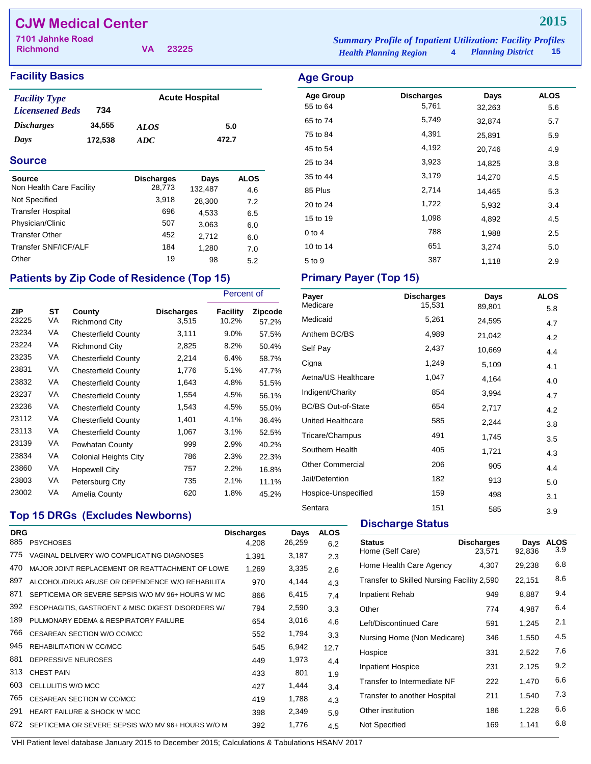# CJW Medical Center

**2015**

7101 Jahnke Road
Richmond VA 23225

*Summary Profile of Inpatient Utilization: Facility Profiles*
*Health Planning Region* 4 *Planning District* 15

## Facility Basics

| *Facility Type* | | Acute Hospital | |
|---|---|---|---|
| *Licensened Beds* | 734 | | |
| *Discharges* | 34,555 | *ALOS* | 5.0 |
| *Days* | 172,538 | *ADC* | 472.7 |

## Source

| Source | Discharges | Days | ALOS |
|---|---|---|---|
| Non Health Care Facility | 28,773 | 132,487 | 4.6 |
| Not Specified | 3,918 | 28,300 | 7.2 |
| Transfer Hospital | 696 | 4,533 | 6.5 |
| Physician/Clinic | 507 | 3,063 | 6.0 |
| Transfer Other | 452 | 2,712 | 6.0 |
| Transfer SNF/ICF/ALF | 184 | 1,280 | 7.0 |
| Other | 19 | 98 | 5.2 |

## Patients by Zip Code of Residence (Top 15)

| | | | | Percent of | |
|---|---|---|---|---|---|
| ZIP | ST | County | Discharges | Facility | Zipcode |
| 23225 | VA | Richmond City | 3,515 | 10.2% | 57.2% |
| 23234 | VA | Chesterfield County | 3,111 | 9.0% | 57.5% |
| 23224 | VA | Richmond City | 2,825 | 8.2% | 50.4% |
| 23235 | VA | Chesterfield County | 2,214 | 6.4% | 58.7% |
| 23831 | VA | Chesterfield County | 1,776 | 5.1% | 47.7% |
| 23832 | VA | Chesterfield County | 1,643 | 4.8% | 51.5% |
| 23237 | VA | Chesterfield County | 1,554 | 4.5% | 56.1% |
| 23236 | VA | Chesterfield County | 1,543 | 4.5% | 55.0% |
| 23112 | VA | Chesterfield County | 1,401 | 4.1% | 36.4% |
| 23113 | VA | Chesterfield County | 1,067 | 3.1% | 52.5% |
| 23139 | VA | Powhatan County | 999 | 2.9% | 40.2% |
| 23834 | VA | Colonial Heights City | 786 | 2.3% | 22.3% |
| 23860 | VA | Hopewell City | 757 | 2.2% | 16.8% |
| 23803 | VA | Petersburg City | 735 | 2.1% | 11.1% |
| 23002 | VA | Amelia County | 620 | 1.8% | 45.2% |

## Top 15 DRGs (Excludes Newborns)

| DRG | | Discharges | Days | ALOS |
|---|---|---|---|---|
| 885 | PSYCHOSES | 4,208 | 26,259 | 6.2 |
| 775 | VAGINAL DELIVERY W/O COMPLICATING DIAGNOSES | 1,391 | 3,187 | 2.3 |
| 470 | MAJOR JOINT REPLACEMENT OR REATTACHMENT OF LOWE | 1,269 | 3,335 | 2.6 |
| 897 | ALCOHOL/DRUG ABUSE OR DEPENDENCE W/O REHABILITA | 970 | 4,144 | 4.3 |
| 871 | SEPTICEMIA OR SEVERE SEPSIS W/O MV 96+ HOURS W MC | 866 | 6,415 | 7.4 |
| 392 | ESOPHAGITIS, GASTROENT & MISC DIGEST DISORDERS W/ | 794 | 2,590 | 3.3 |
| 189 | PULMONARY EDEMA & RESPIRATORY FAILURE | 654 | 3,016 | 4.6 |
| 766 | CESAREAN SECTION W/O CC/MCC | 552 | 1,794 | 3.3 |
| 945 | REHABILITATION W CC/MCC | 545 | 6,942 | 12.7 |
| 881 | DEPRESSIVE NEUROSES | 449 | 1,973 | 4.4 |
| 313 | CHEST PAIN | 433 | 801 | 1.9 |
| 603 | CELLULITIS W/O MCC | 427 | 1,444 | 3.4 |
| 765 | CESAREAN SECTION W CC/MCC | 419 | 1,788 | 4.3 |
| 291 | HEART FAILURE & SHOCK W MCC | 398 | 2,349 | 5.9 |
| 872 | SEPTICEMIA OR SEVERE SEPSIS W/O MV 96+ HOURS W/O M | 392 | 1,776 | 4.5 |

## Age Group

| Age Group | Discharges | Days | ALOS |
|---|---|---|---|
| 55 to 64 | 5,761 | 32,263 | 5.6 |
| 65 to 74 | 5,749 | 32,874 | 5.7 |
| 75 to 84 | 4,391 | 25,891 | 5.9 |
| 45 to 54 | 4,192 | 20,746 | 4.9 |
| 25 to 34 | 3,923 | 14,825 | 3.8 |
| 35 to 44 | 3,179 | 14,270 | 4.5 |
| 85 Plus | 2,714 | 14,465 | 5.3 |
| 20 to 24 | 1,722 | 5,932 | 3.4 |
| 15 to 19 | 1,098 | 4,892 | 4.5 |
| 0 to 4 | 788 | 1,988 | 2.5 |
| 10 to 14 | 651 | 3,274 | 5.0 |
| 5 to 9 | 387 | 1,118 | 2.9 |

## Primary Payer (Top 15)

| Payer | Discharges | Days | ALOS |
|---|---|---|---|
| Medicare | 15,531 | 89,801 | 5.8 |
| Medicaid | 5,261 | 24,595 | 4.7 |
| Anthem BC/BS | 4,989 | 21,042 | 4.2 |
| Self Pay | 2,437 | 10,669 | 4.4 |
| Cigna | 1,249 | 5,109 | 4.1 |
| Aetna/US Healthcare | 1,047 | 4,164 | 4.0 |
| Indigent/Charity | 854 | 3,994 | 4.7 |
| BC/BS Out-of-State | 654 | 2,717 | 4.2 |
| United Healthcare | 585 | 2,244 | 3.8 |
| Tricare/Champus | 491 | 1,745 | 3.5 |
| Southern Health | 405 | 1,721 | 4.3 |
| Other Commercial | 206 | 905 | 4.4 |
| Jail/Detention | 182 | 913 | 5.0 |
| Hospice-Unspecified | 159 | 498 | 3.1 |
| Sentara | 151 | 585 | 3.9 |

## Discharge Status

| Status | Discharges | Days | ALOS |
|---|---|---|---|
| Home (Self Care) | 23,571 | 92,836 | 3.9 |
| Home Health Care Agency | 4,307 | 29,238 | 6.8 |
| Transfer to Skilled Nursing Facility | 2,590 | 22,151 | 8.6 |
| Inpatient Rehab | 949 | 8,887 | 9.4 |
| Other | 774 | 4,987 | 6.4 |
| Left/Discontinued Care | 591 | 1,245 | 2.1 |
| Nursing Home (Non Medicare) | 346 | 1,550 | 4.5 |
| Hospice | 331 | 2,522 | 7.6 |
| Inpatient Hospice | 231 | 2,125 | 9.2 |
| Transfer to Intermediate NF | 222 | 1,470 | 6.6 |
| Transfer to another Hospital | 211 | 1,540 | 7.3 |
| Other institution | 186 | 1,228 | 6.6 |
| Not Specified | 169 | 1,141 | 6.8 |

VHI Patient level database January 2015 to December 2015; Calculations & Tabulations HSANV 2017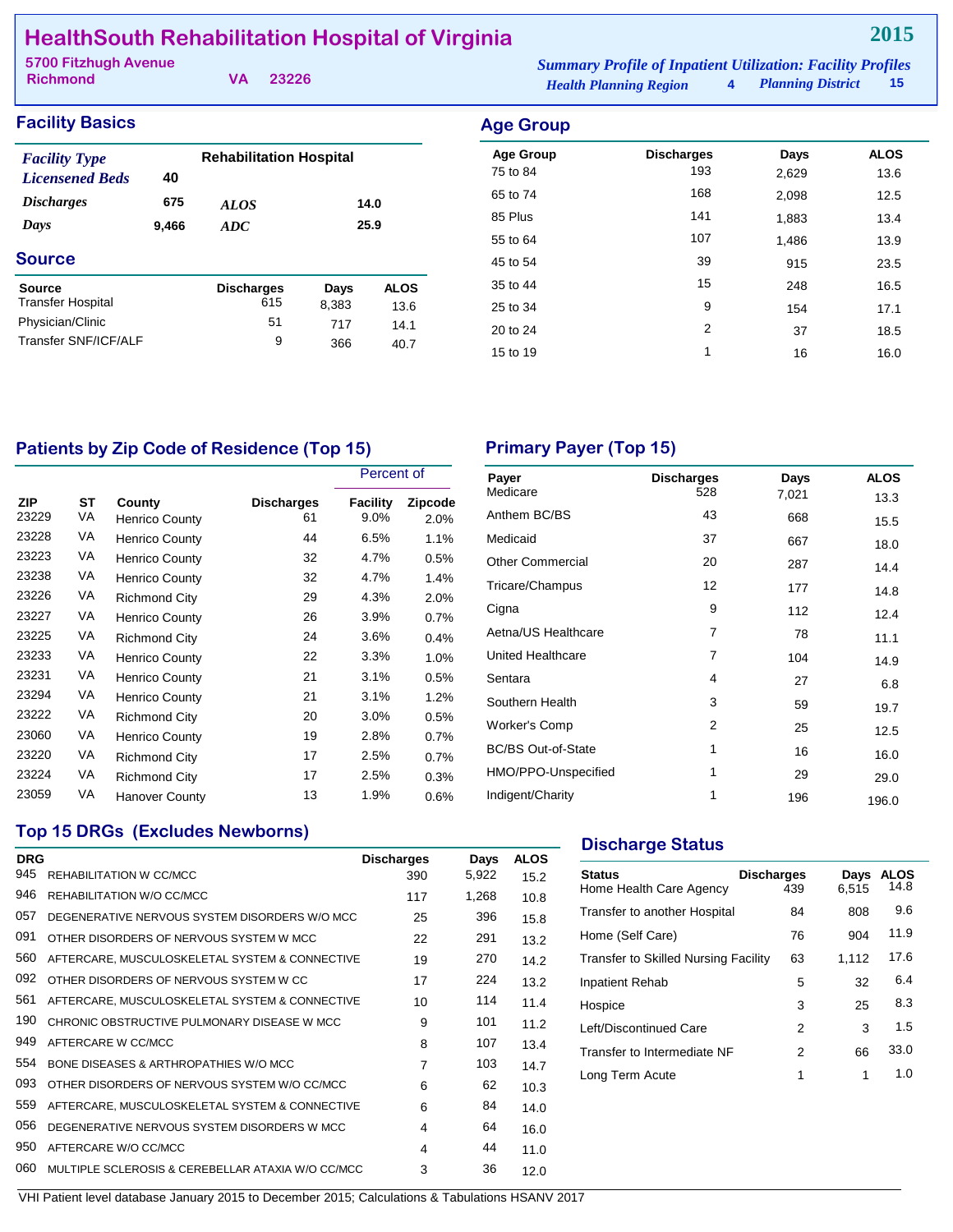# HealthSouth Rehabilitation Hospital of Virginia

**2015**

5700 Fitzhugh Avenue
Richmond VA 23226

*Summary Profile of Inpatient Utilization: Facility Profiles*
*Health Planning Region* 4 *Planning District* 15

## Facility Basics

| | | | |
|---|---|---|---|
| *Facility Type* | Rehabilitation Hospital | | |
| *Licensened Beds* | 40 | | |
| *Discharges* | 675 | *ALOS* | 14.0 |
| *Days* | 9,466 | *ADC* | 25.9 |

## Source

| Source | Discharges | Days | ALOS |
|---|---|---|---|
| Transfer Hospital | 615 | 8,383 | 13.6 |
| Physician/Clinic | 51 | 717 | 14.1 |
| Transfer SNF/ICF/ALF | 9 | 366 | 40.7 |

## Age Group

| Age Group | Discharges | Days | ALOS |
|---|---|---|---|
| 75 to 84 | 193 | 2,629 | 13.6 |
| 65 to 74 | 168 | 2,098 | 12.5 |
| 85 Plus | 141 | 1,883 | 13.4 |
| 55 to 64 | 107 | 1,486 | 13.9 |
| 45 to 54 | 39 | 915 | 23.5 |
| 35 to 44 | 15 | 248 | 16.5 |
| 25 to 34 | 9 | 154 | 17.1 |
| 20 to 24 | 2 | 37 | 18.5 |
| 15 to 19 | 1 | 16 | 16.0 |

## Patients by Zip Code of Residence (Top 15)

| ZIP | ST | County | Discharges | Percent of Facility | Percent of Zipcode |
|---|---|---|---|---|---|
| 23229 | VA | Henrico County | 61 | 9.0% | 2.0% |
| 23228 | VA | Henrico County | 44 | 6.5% | 1.1% |
| 23223 | VA | Henrico County | 32 | 4.7% | 0.5% |
| 23238 | VA | Henrico County | 32 | 4.7% | 1.4% |
| 23226 | VA | Richmond City | 29 | 4.3% | 2.0% |
| 23227 | VA | Henrico County | 26 | 3.9% | 0.7% |
| 23225 | VA | Richmond City | 24 | 3.6% | 0.4% |
| 23233 | VA | Henrico County | 22 | 3.3% | 1.0% |
| 23231 | VA | Henrico County | 21 | 3.1% | 0.5% |
| 23294 | VA | Henrico County | 21 | 3.1% | 1.2% |
| 23222 | VA | Richmond City | 20 | 3.0% | 0.5% |
| 23060 | VA | Henrico County | 19 | 2.8% | 0.7% |
| 23220 | VA | Richmond City | 17 | 2.5% | 0.7% |
| 23224 | VA | Richmond City | 17 | 2.5% | 0.3% |
| 23059 | VA | Hanover County | 13 | 1.9% | 0.6% |

## Primary Payer (Top 15)

| Payer | Discharges | Days | ALOS |
|---|---|---|---|
| Medicare | 528 | 7,021 | 13.3 |
| Anthem BC/BS | 43 | 668 | 15.5 |
| Medicaid | 37 | 667 | 18.0 |
| Other Commercial | 20 | 287 | 14.4 |
| Tricare/Champus | 12 | 177 | 14.8 |
| Cigna | 9 | 112 | 12.4 |
| Aetna/US Healthcare | 7 | 78 | 11.1 |
| United Healthcare | 7 | 104 | 14.9 |
| Sentara | 4 | 27 | 6.8 |
| Southern Health | 3 | 59 | 19.7 |
| Worker's Comp | 2 | 25 | 12.5 |
| BC/BS Out-of-State | 1 | 16 | 16.0 |
| HMO/PPO-Unspecified | 1 | 29 | 29.0 |
| Indigent/Charity | 1 | 196 | 196.0 |

## Top 15 DRGs (Excludes Newborns)

| DRG | | Discharges | Days | ALOS |
|---|---|---|---|---|
| 945 | REHABILITATION W CC/MCC | 390 | 5,922 | 15.2 |
| 946 | REHABILITATION W/O CC/MCC | 117 | 1,268 | 10.8 |
| 057 | DEGENERATIVE NERVOUS SYSTEM DISORDERS W/O MCC | 25 | 396 | 15.8 |
| 091 | OTHER DISORDERS OF NERVOUS SYSTEM W MCC | 22 | 291 | 13.2 |
| 560 | AFTERCARE, MUSCULOSKELETAL SYSTEM & CONNECTIVE | 19 | 270 | 14.2 |
| 092 | OTHER DISORDERS OF NERVOUS SYSTEM W CC | 17 | 224 | 13.2 |
| 561 | AFTERCARE, MUSCULOSKELETAL SYSTEM & CONNECTIVE | 10 | 114 | 11.4 |
| 190 | CHRONIC OBSTRUCTIVE PULMONARY DISEASE W MCC | 9 | 101 | 11.2 |
| 949 | AFTERCARE W CC/MCC | 8 | 107 | 13.4 |
| 554 | BONE DISEASES & ARTHROPATHIES W/O MCC | 7 | 103 | 14.7 |
| 093 | OTHER DISORDERS OF NERVOUS SYSTEM W/O CC/MCC | 6 | 62 | 10.3 |
| 559 | AFTERCARE, MUSCULOSKELETAL SYSTEM & CONNECTIVE | 6 | 84 | 14.0 |
| 056 | DEGENERATIVE NERVOUS SYSTEM DISORDERS W MCC | 4 | 64 | 16.0 |
| 950 | AFTERCARE W/O CC/MCC | 4 | 44 | 11.0 |
| 060 | MULTIPLE SCLEROSIS & CEREBELLAR ATAXIA W/O CC/MCC | 3 | 36 | 12.0 |

## Discharge Status

| Status | Discharges | Days | ALOS |
|---|---|---|---|
| Home Health Care Agency | 439 | 6,515 | 14.8 |
| Transfer to another Hospital | 84 | 808 | 9.6 |
| Home (Self Care) | 76 | 904 | 11.9 |
| Transfer to Skilled Nursing Facility | 63 | 1,112 | 17.6 |
| Inpatient Rehab | 5 | 32 | 6.4 |
| Hospice | 3 | 25 | 8.3 |
| Left/Discontinued Care | 2 | 3 | 1.5 |
| Transfer to Intermediate NF | 2 | 66 | 33.0 |
| Long Term Acute | 1 | 1 | 1.0 |

VHI Patient level database January 2015 to December 2015; Calculations & Tabulations HSANV 2017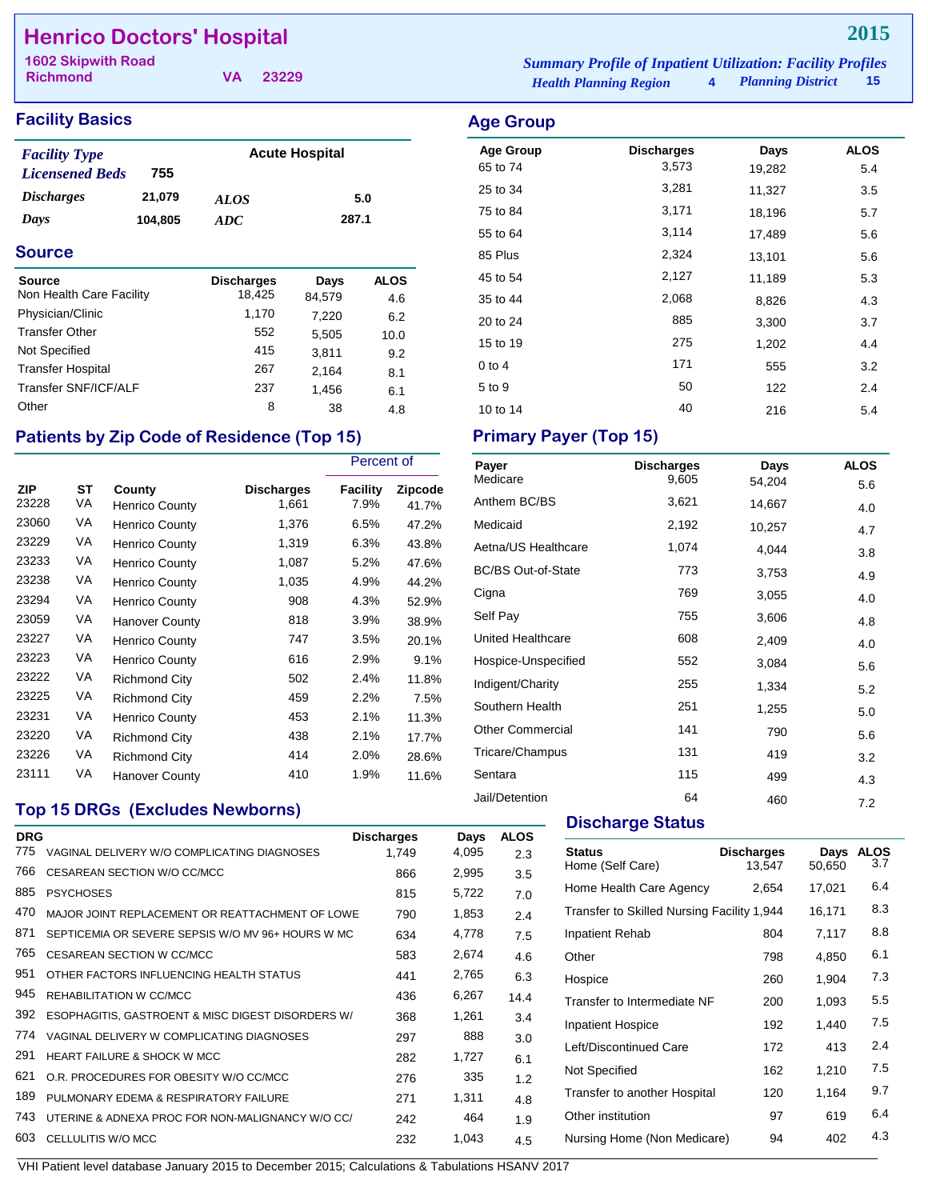# Henrico Doctors' Hospital

**2015**

1602 Skipwith Road
Richmond VA 23229

*Summary Profile of Inpatient Utilization: Facility Profiles*
*Health Planning Region* 4 *Planning District* 15

## Facility Basics

| | | | |
|---|---|---|---|
| *Facility Type* | | Acute Hospital | |
| *Licensened Beds* | 755 | | |
| *Discharges* | 21,079 | *ALOS* | 5.0 |
| *Days* | 104,805 | *ADC* | 287.1 |

## Source

| Source | Discharges | Days | ALOS |
|---|---|---|---|
| Non Health Care Facility | 18,425 | 84,579 | 4.6 |
| Physician/Clinic | 1,170 | 7,220 | 6.2 |
| Transfer Other | 552 | 5,505 | 10.0 |
| Not Specified | 415 | 3,811 | 9.2 |
| Transfer Hospital | 267 | 2,164 | 8.1 |
| Transfer SNF/ICF/ALF | 237 | 1,456 | 6.1 |
| Other | 8 | 38 | 4.8 |

## Patients by Zip Code of Residence (Top 15)

| ZIP | ST | County | Discharges | Percent of Facility | Percent of Zipcode |
|---|---|---|---|---|---|
| 23228 | VA | Henrico County | 1,661 | 7.9% | 41.7% |
| 23060 | VA | Henrico County | 1,376 | 6.5% | 47.2% |
| 23229 | VA | Henrico County | 1,319 | 6.3% | 43.8% |
| 23233 | VA | Henrico County | 1,087 | 5.2% | 47.6% |
| 23238 | VA | Henrico County | 1,035 | 4.9% | 44.2% |
| 23294 | VA | Henrico County | 908 | 4.3% | 52.9% |
| 23059 | VA | Hanover County | 818 | 3.9% | 38.9% |
| 23227 | VA | Henrico County | 747 | 3.5% | 20.1% |
| 23223 | VA | Henrico County | 616 | 2.9% | 9.1% |
| 23222 | VA | Richmond City | 502 | 2.4% | 11.8% |
| 23225 | VA | Richmond City | 459 | 2.2% | 7.5% |
| 23231 | VA | Henrico County | 453 | 2.1% | 11.3% |
| 23220 | VA | Richmond City | 438 | 2.1% | 17.7% |
| 23226 | VA | Richmond City | 414 | 2.0% | 28.6% |
| 23111 | VA | Hanover County | 410 | 1.9% | 11.6% |

## Top 15 DRGs (Excludes Newborns)

| DRG | | Discharges | Days | ALOS |
|---|---|---|---|---|
| 775 | VAGINAL DELIVERY W/O COMPLICATING DIAGNOSES | 1,749 | 4,095 | 2.3 |
| 766 | CESAREAN SECTION W/O CC/MCC | 866 | 2,995 | 3.5 |
| 885 | PSYCHOSES | 815 | 5,722 | 7.0 |
| 470 | MAJOR JOINT REPLACEMENT OR REATTACHMENT OF LOWE | 790 | 1,853 | 2.4 |
| 871 | SEPTICEMIA OR SEVERE SEPSIS W/O MV 96+ HOURS W MC | 634 | 4,778 | 7.5 |
| 765 | CESAREAN SECTION W CC/MCC | 583 | 2,674 | 4.6 |
| 951 | OTHER FACTORS INFLUENCING HEALTH STATUS | 441 | 2,765 | 6.3 |
| 945 | REHABILITATION W CC/MCC | 436 | 6,267 | 14.4 |
| 392 | ESOPHAGITIS, GASTROENT & MISC DIGEST DISORDERS W/ | 368 | 1,261 | 3.4 |
| 774 | VAGINAL DELIVERY W COMPLICATING DIAGNOSES | 297 | 888 | 3.0 |
| 291 | HEART FAILURE & SHOCK W MCC | 282 | 1,727 | 6.1 |
| 621 | O.R. PROCEDURES FOR OBESITY W/O CC/MCC | 276 | 335 | 1.2 |
| 189 | PULMONARY EDEMA & RESPIRATORY FAILURE | 271 | 1,311 | 4.8 |
| 743 | UTERINE & ADNEXA PROC FOR NON-MALIGNANCY W/O CC/ | 242 | 464 | 1.9 |
| 603 | CELLULITIS W/O MCC | 232 | 1,043 | 4.5 |

## Age Group

| Age Group | Discharges | Days | ALOS |
|---|---|---|---|
| 65 to 74 | 3,573 | 19,282 | 5.4 |
| 25 to 34 | 3,281 | 11,327 | 3.5 |
| 75 to 84 | 3,171 | 18,196 | 5.7 |
| 55 to 64 | 3,114 | 17,489 | 5.6 |
| 85 Plus | 2,324 | 13,101 | 5.6 |
| 45 to 54 | 2,127 | 11,189 | 5.3 |
| 35 to 44 | 2,068 | 8,826 | 4.3 |
| 20 to 24 | 885 | 3,300 | 3.7 |
| 15 to 19 | 275 | 1,202 | 4.4 |
| 0 to 4 | 171 | 555 | 3.2 |
| 5 to 9 | 50 | 122 | 2.4 |
| 10 to 14 | 40 | 216 | 5.4 |

## Primary Payer (Top 15)

| Payer | Discharges | Days | ALOS |
|---|---|---|---|
| Medicare | 9,605 | 54,204 | 5.6 |
| Anthem BC/BS | 3,621 | 14,667 | 4.0 |
| Medicaid | 2,192 | 10,257 | 4.7 |
| Aetna/US Healthcare | 1,074 | 4,044 | 3.8 |
| BC/BS Out-of-State | 773 | 3,753 | 4.9 |
| Cigna | 769 | 3,055 | 4.0 |
| Self Pay | 755 | 3,606 | 4.8 |
| United Healthcare | 608 | 2,409 | 4.0 |
| Hospice-Unspecified | 552 | 3,084 | 5.6 |
| Indigent/Charity | 255 | 1,334 | 5.2 |
| Southern Health | 251 | 1,255 | 5.0 |
| Other Commercial | 141 | 790 | 5.6 |
| Tricare/Champus | 131 | 419 | 3.2 |
| Sentara | 115 | 499 | 4.3 |
| Jail/Detention | 64 | 460 | 7.2 |

## Discharge Status

| Status | Discharges | Days | ALOS |
|---|---|---|---|
| Home (Self Care) | 13,547 | 50,650 | 3.7 |
| Home Health Care Agency | 2,654 | 17,021 | 6.4 |
| Transfer to Skilled Nursing Facility | 1,944 | 16,171 | 8.3 |
| Inpatient Rehab | 804 | 7,117 | 8.8 |
| Other | 798 | 4,850 | 6.1 |
| Hospice | 260 | 1,904 | 7.3 |
| Transfer to Intermediate NF | 200 | 1,093 | 5.5 |
| Inpatient Hospice | 192 | 1,440 | 7.5 |
| Left/Discontinued Care | 172 | 413 | 2.4 |
| Not Specified | 162 | 1,210 | 7.5 |
| Transfer to another Hospital | 120 | 1,164 | 9.7 |
| Other institution | 97 | 619 | 6.4 |
| Nursing Home (Non Medicare) | 94 | 402 | 4.3 |

VHI Patient level database January 2015 to December 2015; Calculations & Tabulations HSANV 2017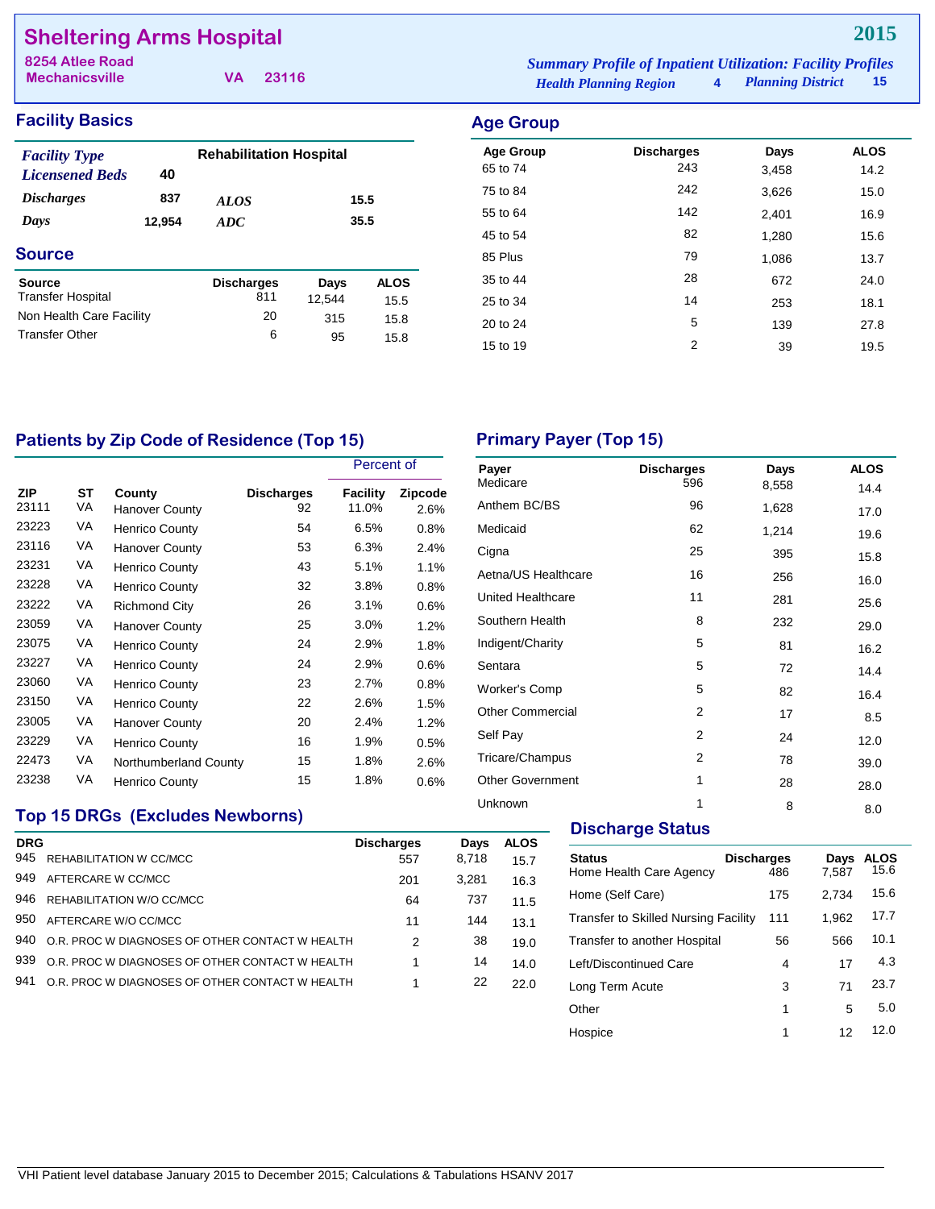# Sheltering Arms Hospital

**2015**

8254 Atlee Road
Mechanicsville VA 23116

*Summary Profile of Inpatient Utilization: Facility Profiles*
*Health Planning Region* 4 *Planning District* 15

## Facility Basics

| | | | |
|---|---|---|---|
| *Facility Type* | | Rehabilitation Hospital | |
| *Licensened Beds* | 40 | | |
| *Discharges* | 837 | *ALOS* | 15.5 |
| *Days* | 12,954 | *ADC* | 35.5 |

## Source

| Source | Discharges | Days | ALOS |
|---|---|---|---|
| Transfer Hospital | 811 | 12,544 | 15.5 |
| Non Health Care Facility | 20 | 315 | 15.8 |
| Transfer Other | 6 | 95 | 15.8 |

## Age Group

| Age Group | Discharges | Days | ALOS |
|---|---|---|---|
| 65 to 74 | 243 | 3,458 | 14.2 |
| 75 to 84 | 242 | 3,626 | 15.0 |
| 55 to 64 | 142 | 2,401 | 16.9 |
| 45 to 54 | 82 | 1,280 | 15.6 |
| 85 Plus | 79 | 1,086 | 13.7 |
| 35 to 44 | 28 | 672 | 24.0 |
| 25 to 34 | 14 | 253 | 18.1 |
| 20 to 24 | 5 | 139 | 27.8 |
| 15 to 19 | 2 | 39 | 19.5 |

## Patients by Zip Code of Residence (Top 15)

| | | | | Percent of | |
|---|---|---|---|---|---|
| ZIP | ST | County | Discharges | Facility | Zipcode |
| 23111 | VA | Hanover County | 92 | 11.0% | 2.6% |
| 23223 | VA | Henrico County | 54 | 6.5% | 0.8% |
| 23116 | VA | Hanover County | 53 | 6.3% | 2.4% |
| 23231 | VA | Henrico County | 43 | 5.1% | 1.1% |
| 23228 | VA | Henrico County | 32 | 3.8% | 0.8% |
| 23222 | VA | Richmond City | 26 | 3.1% | 0.6% |
| 23059 | VA | Hanover County | 25 | 3.0% | 1.2% |
| 23075 | VA | Henrico County | 24 | 2.9% | 1.8% |
| 23227 | VA | Henrico County | 24 | 2.9% | 0.6% |
| 23060 | VA | Henrico County | 23 | 2.7% | 0.8% |
| 23150 | VA | Henrico County | 22 | 2.6% | 1.5% |
| 23005 | VA | Hanover County | 20 | 2.4% | 1.2% |
| 23229 | VA | Henrico County | 16 | 1.9% | 0.5% |
| 22473 | VA | Northumberland County | 15 | 1.8% | 2.6% |
| 23238 | VA | Henrico County | 15 | 1.8% | 0.6% |

## Primary Payer (Top 15)

| Payer | Discharges | Days | ALOS |
|---|---|---|---|
| Medicare | 596 | 8,558 | 14.4 |
| Anthem BC/BS | 96 | 1,628 | 17.0 |
| Medicaid | 62 | 1,214 | 19.6 |
| Cigna | 25 | 395 | 15.8 |
| Aetna/US Healthcare | 16 | 256 | 16.0 |
| United Healthcare | 11 | 281 | 25.6 |
| Southern Health | 8 | 232 | 29.0 |
| Indigent/Charity | 5 | 81 | 16.2 |
| Sentara | 5 | 72 | 14.4 |
| Worker's Comp | 5 | 82 | 16.4 |
| Other Commercial | 2 | 17 | 8.5 |
| Self Pay | 2 | 24 | 12.0 |
| Tricare/Champus | 2 | 78 | 39.0 |
| Other Government | 1 | 28 | 28.0 |
| Unknown | 1 | 8 | 8.0 |

## Top 15 DRGs (Excludes Newborns)

| DRG | | Discharges | Days | ALOS |
|---|---|---|---|---|
| 945 | REHABILITATION W CC/MCC | 557 | 8,718 | 15.7 |
| 949 | AFTERCARE W CC/MCC | 201 | 3,281 | 16.3 |
| 946 | REHABILITATION W/O CC/MCC | 64 | 737 | 11.5 |
| 950 | AFTERCARE W/O CC/MCC | 11 | 144 | 13.1 |
| 940 | O.R. PROC W DIAGNOSES OF OTHER CONTACT W HEALTH | 2 | 38 | 19.0 |
| 939 | O.R. PROC W DIAGNOSES OF OTHER CONTACT W HEALTH | 1 | 14 | 14.0 |
| 941 | O.R. PROC W DIAGNOSES OF OTHER CONTACT W HEALTH | 1 | 22 | 22.0 |

## Discharge Status

| Status | Discharges | Days | ALOS |
|---|---|---|---|
| Home Health Care Agency | 486 | 7,587 | 15.6 |
| Home (Self Care) | 175 | 2,734 | 15.6 |
| Transfer to Skilled Nursing Facility | 111 | 1,962 | 17.7 |
| Transfer to another Hospital | 56 | 566 | 10.1 |
| Left/Discontinued Care | 4 | 17 | 4.3 |
| Long Term Acute | 3 | 71 | 23.7 |
| Other | 1 | 5 | 5.0 |
| Hospice | 1 | 12 | 12.0 |

VHI Patient level database January 2015 to December 2015; Calculations & Tabulations HSANV 2017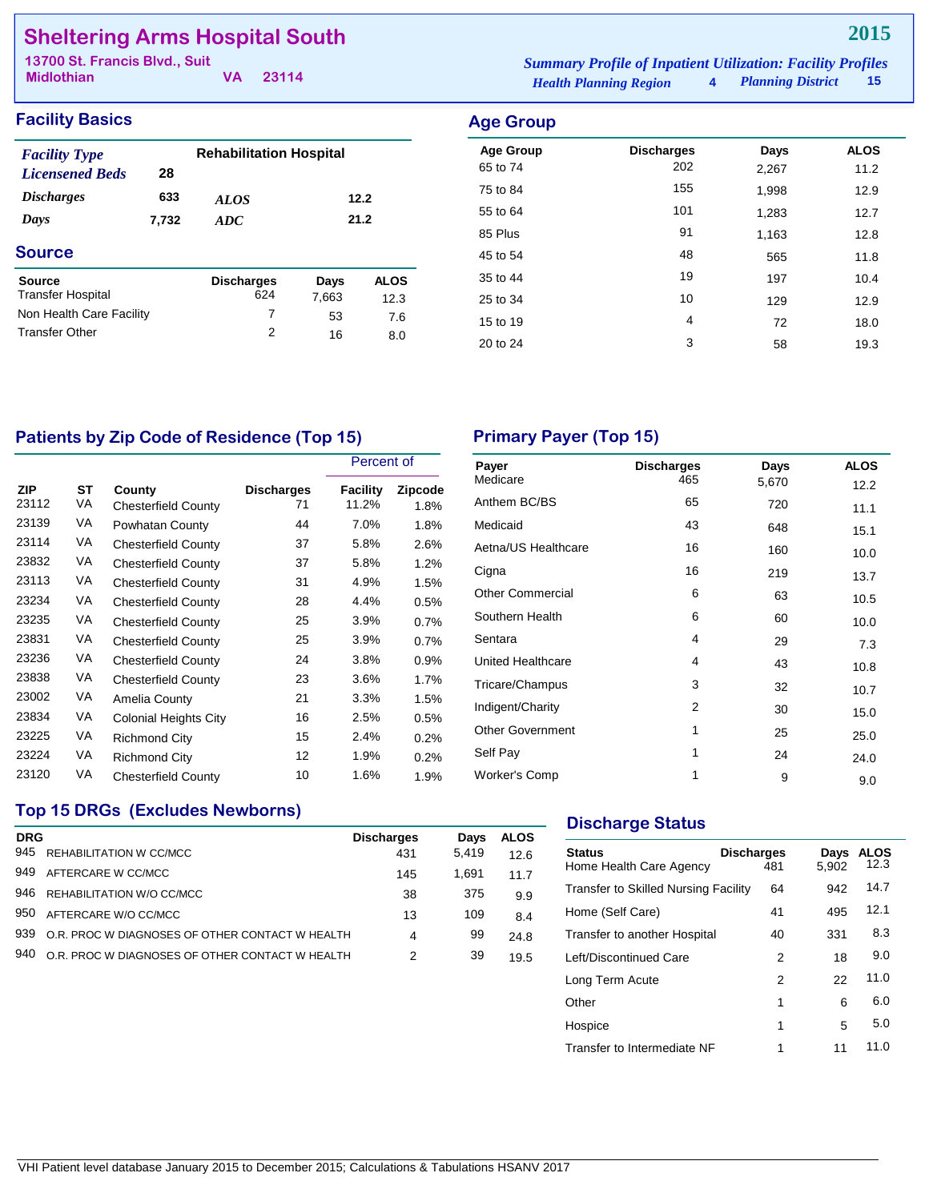# Sheltering Arms Hospital South

**2015**

13700 St. Francis Blvd., Suit
Midlothian VA 23114

*Summary Profile of Inpatient Utilization: Facility Profiles*
*Health Planning Region* 4 *Planning District* 15

## Facility Basics

| | | | |
|---|---|---|---|
| *Facility Type* | | Rehabilitation Hospital | |
| *Licensened Beds* | 28 | | |
| *Discharges* | 633 | *ALOS* | 12.2 |
| *Days* | 7,732 | *ADC* | 21.2 |

## Source

| Source | Discharges | Days | ALOS |
|---|---|---|---|
| Transfer Hospital | 624 | 7,663 | 12.3 |
| Non Health Care Facility | 7 | 53 | 7.6 |
| Transfer Other | 2 | 16 | 8.0 |

## Age Group

| Age Group | Discharges | Days | ALOS |
|---|---|---|---|
| 65 to 74 | 202 | 2,267 | 11.2 |
| 75 to 84 | 155 | 1,998 | 12.9 |
| 55 to 64 | 101 | 1,283 | 12.7 |
| 85 Plus | 91 | 1,163 | 12.8 |
| 45 to 54 | 48 | 565 | 11.8 |
| 35 to 44 | 19 | 197 | 10.4 |
| 25 to 34 | 10 | 129 | 12.9 |
| 15 to 19 | 4 | 72 | 18.0 |
| 20 to 24 | 3 | 58 | 19.3 |

## Patients by Zip Code of Residence (Top 15)

| | | | | Percent of | |
|---|---|---|---|---|---|
| ZIP | ST | County | Discharges | Facility | Zipcode |
| 23112 | VA | Chesterfield County | 71 | 11.2% | 1.8% |
| 23139 | VA | Powhatan County | 44 | 7.0% | 1.8% |
| 23114 | VA | Chesterfield County | 37 | 5.8% | 2.6% |
| 23832 | VA | Chesterfield County | 37 | 5.8% | 1.2% |
| 23113 | VA | Chesterfield County | 31 | 4.9% | 1.5% |
| 23234 | VA | Chesterfield County | 28 | 4.4% | 0.5% |
| 23235 | VA | Chesterfield County | 25 | 3.9% | 0.7% |
| 23831 | VA | Chesterfield County | 25 | 3.9% | 0.7% |
| 23236 | VA | Chesterfield County | 24 | 3.8% | 0.9% |
| 23838 | VA | Chesterfield County | 23 | 3.6% | 1.7% |
| 23002 | VA | Amelia County | 21 | 3.3% | 1.5% |
| 23834 | VA | Colonial Heights City | 16 | 2.5% | 0.5% |
| 23225 | VA | Richmond City | 15 | 2.4% | 0.2% |
| 23224 | VA | Richmond City | 12 | 1.9% | 0.2% |
| 23120 | VA | Chesterfield County | 10 | 1.6% | 1.9% |

## Primary Payer (Top 15)

| Payer | Discharges | Days | ALOS |
|---|---|---|---|
| Medicare | 465 | 5,670 | 12.2 |
| Anthem BC/BS | 65 | 720 | 11.1 |
| Medicaid | 43 | 648 | 15.1 |
| Aetna/US Healthcare | 16 | 160 | 10.0 |
| Cigna | 16 | 219 | 13.7 |
| Other Commercial | 6 | 63 | 10.5 |
| Southern Health | 6 | 60 | 10.0 |
| Sentara | 4 | 29 | 7.3 |
| United Healthcare | 4 | 43 | 10.8 |
| Tricare/Champus | 3 | 32 | 10.7 |
| Indigent/Charity | 2 | 30 | 15.0 |
| Other Government | 1 | 25 | 25.0 |
| Self Pay | 1 | 24 | 24.0 |
| Worker's Comp | 1 | 9 | 9.0 |

## Top 15 DRGs (Excludes Newborns)

| DRG | | Discharges | Days | ALOS |
|---|---|---|---|---|
| 945 | REHABILITATION W CC/MCC | 431 | 5,419 | 12.6 |
| 949 | AFTERCARE W CC/MCC | 145 | 1,691 | 11.7 |
| 946 | REHABILITATION W/O CC/MCC | 38 | 375 | 9.9 |
| 950 | AFTERCARE W/O CC/MCC | 13 | 109 | 8.4 |
| 939 | O.R. PROC W DIAGNOSES OF OTHER CONTACT W HEALTH | 4 | 99 | 24.8 |
| 940 | O.R. PROC W DIAGNOSES OF OTHER CONTACT W HEALTH | 2 | 39 | 19.5 |

## Discharge Status

| Status | Discharges | Days | ALOS |
|---|---|---|---|
| Home Health Care Agency | 481 | 5,902 | 12.3 |
| Transfer to Skilled Nursing Facility | 64 | 942 | 14.7 |
| Home (Self Care) | 41 | 495 | 12.1 |
| Transfer to another Hospital | 40 | 331 | 8.3 |
| Left/Discontinued Care | 2 | 18 | 9.0 |
| Long Term Acute | 2 | 22 | 11.0 |
| Other | 1 | 6 | 6.0 |
| Hospice | 1 | 5 | 5.0 |
| Transfer to Intermediate NF | 1 | 11 | 11.0 |

VHI Patient level database January 2015 to December 2015; Calculations & Tabulations HSANV 2017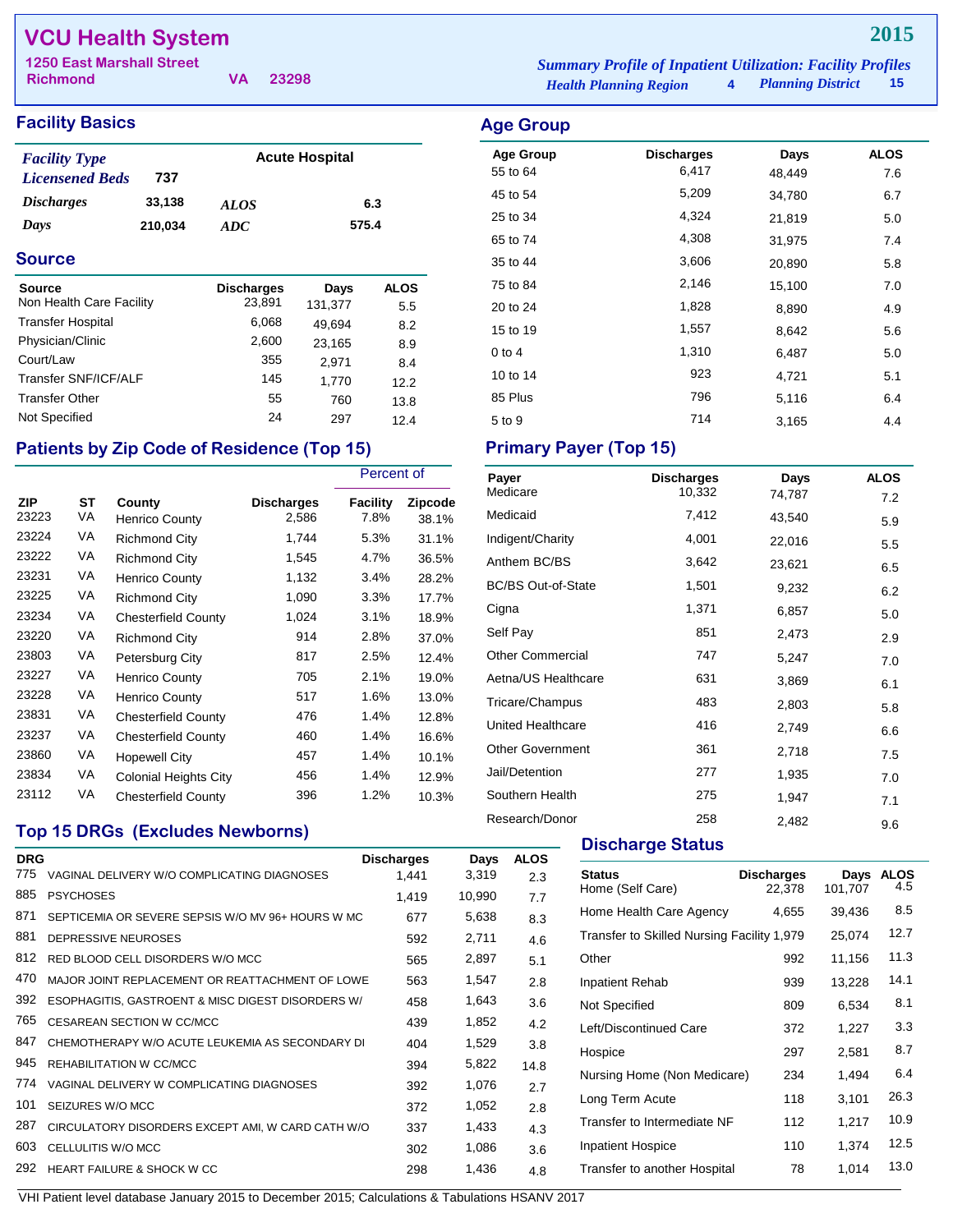# VCU Health System

**2015**

1250 East Marshall Street
Richmond VA 23298

*Summary Profile of Inpatient Utilization: Facility Profiles*
*Health Planning Region* 4 *Planning District* 15

## Facility Basics

| | | | |
|---|---|---|---|
| *Facility Type* | | Acute Hospital | |
| *Licensened Beds* | 737 | | |
| *Discharges* | 33,138 | *ALOS* | 6.3 |
| *Days* | 210,034 | *ADC* | 575.4 |

## Source

| Source | Discharges | Days | ALOS |
|---|---|---|---|
| Non Health Care Facility | 23,891 | 131,377 | 5.5 |
| Transfer Hospital | 6,068 | 49,694 | 8.2 |
| Physician/Clinic | 2,600 | 23,165 | 8.9 |
| Court/Law | 355 | 2,971 | 8.4 |
| Transfer SNF/ICF/ALF | 145 | 1,770 | 12.2 |
| Transfer Other | 55 | 760 | 13.8 |
| Not Specified | 24 | 297 | 12.4 |

## Patients by Zip Code of Residence (Top 15)

| ZIP | ST | County | Discharges | Percent of Facility | Percent of Zipcode |
|---|---|---|---|---|---|
| 23223 | VA | Henrico County | 2,586 | 7.8% | 38.1% |
| 23224 | VA | Richmond City | 1,744 | 5.3% | 31.1% |
| 23222 | VA | Richmond City | 1,545 | 4.7% | 36.5% |
| 23231 | VA | Henrico County | 1,132 | 3.4% | 28.2% |
| 23225 | VA | Richmond City | 1,090 | 3.3% | 17.7% |
| 23234 | VA | Chesterfield County | 1,024 | 3.1% | 18.9% |
| 23220 | VA | Richmond City | 914 | 2.8% | 37.0% |
| 23803 | VA | Petersburg City | 817 | 2.5% | 12.4% |
| 23227 | VA | Henrico County | 705 | 2.1% | 19.0% |
| 23228 | VA | Henrico County | 517 | 1.6% | 13.0% |
| 23831 | VA | Chesterfield County | 476 | 1.4% | 12.8% |
| 23237 | VA | Chesterfield County | 460 | 1.4% | 16.6% |
| 23860 | VA | Hopewell City | 457 | 1.4% | 10.1% |
| 23834 | VA | Colonial Heights City | 456 | 1.4% | 12.9% |
| 23112 | VA | Chesterfield County | 396 | 1.2% | 10.3% |

## Top 15 DRGs (Excludes Newborns)

| DRG | | Discharges | Days | ALOS |
|---|---|---|---|---|
| 775 | VAGINAL DELIVERY W/O COMPLICATING DIAGNOSES | 1,441 | 3,319 | 2.3 |
| 885 | PSYCHOSES | 1,419 | 10,990 | 7.7 |
| 871 | SEPTICEMIA OR SEVERE SEPSIS W/O MV 96+ HOURS W MC | 677 | 5,638 | 8.3 |
| 881 | DEPRESSIVE NEUROSES | 592 | 2,711 | 4.6 |
| 812 | RED BLOOD CELL DISORDERS W/O MCC | 565 | 2,897 | 5.1 |
| 470 | MAJOR JOINT REPLACEMENT OR REATTACHMENT OF LOWE | 563 | 1,547 | 2.8 |
| 392 | ESOPHAGITIS, GASTROENT & MISC DIGEST DISORDERS W/ | 458 | 1,643 | 3.6 |
| 765 | CESAREAN SECTION W CC/MCC | 439 | 1,852 | 4.2 |
| 847 | CHEMOTHERAPY W/O ACUTE LEUKEMIA AS SECONDARY DI | 404 | 1,529 | 3.8 |
| 945 | REHABILITATION W CC/MCC | 394 | 5,822 | 14.8 |
| 774 | VAGINAL DELIVERY W COMPLICATING DIAGNOSES | 392 | 1,076 | 2.7 |
| 101 | SEIZURES W/O MCC | 372 | 1,052 | 2.8 |
| 287 | CIRCULATORY DISORDERS EXCEPT AMI, W CARD CATH W/O | 337 | 1,433 | 4.3 |
| 603 | CELLULITIS W/O MCC | 302 | 1,086 | 3.6 |
| 292 | HEART FAILURE & SHOCK W CC | 298 | 1,436 | 4.8 |

## Age Group

| Age Group | Discharges | Days | ALOS |
|---|---|---|---|
| 55 to 64 | 6,417 | 48,449 | 7.6 |
| 45 to 54 | 5,209 | 34,780 | 6.7 |
| 25 to 34 | 4,324 | 21,819 | 5.0 |
| 65 to 74 | 4,308 | 31,975 | 7.4 |
| 35 to 44 | 3,606 | 20,890 | 5.8 |
| 75 to 84 | 2,146 | 15,100 | 7.0 |
| 20 to 24 | 1,828 | 8,890 | 4.9 |
| 15 to 19 | 1,557 | 8,642 | 5.6 |
| 0 to 4 | 1,310 | 6,487 | 5.0 |
| 10 to 14 | 923 | 4,721 | 5.1 |
| 85 Plus | 796 | 5,116 | 6.4 |
| 5 to 9 | 714 | 3,165 | 4.4 |

## Primary Payer (Top 15)

| Payer | Discharges | Days | ALOS |
|---|---|---|---|
| Medicare | 10,332 | 74,787 | 7.2 |
| Medicaid | 7,412 | 43,540 | 5.9 |
| Indigent/Charity | 4,001 | 22,016 | 5.5 |
| Anthem BC/BS | 3,642 | 23,621 | 6.5 |
| BC/BS Out-of-State | 1,501 | 9,232 | 6.2 |
| Cigna | 1,371 | 6,857 | 5.0 |
| Self Pay | 851 | 2,473 | 2.9 |
| Other Commercial | 747 | 5,247 | 7.0 |
| Aetna/US Healthcare | 631 | 3,869 | 6.1 |
| Tricare/Champus | 483 | 2,803 | 5.8 |
| United Healthcare | 416 | 2,749 | 6.6 |
| Other Government | 361 | 2,718 | 7.5 |
| Jail/Detention | 277 | 1,935 | 7.0 |
| Southern Health | 275 | 1,947 | 7.1 |
| Research/Donor | 258 | 2,482 | 9.6 |

## Discharge Status

| Status | Discharges | Days | ALOS |
|---|---|---|---|
| Home (Self Care) | 22,378 | 101,707 | 4.5 |
| Home Health Care Agency | 4,655 | 39,436 | 8.5 |
| Transfer to Skilled Nursing Facility | 1,979 | 25,074 | 12.7 |
| Other | 992 | 11,156 | 11.3 |
| Inpatient Rehab | 939 | 13,228 | 14.1 |
| Not Specified | 809 | 6,534 | 8.1 |
| Left/Discontinued Care | 372 | 1,227 | 3.3 |
| Hospice | 297 | 2,581 | 8.7 |
| Nursing Home (Non Medicare) | 234 | 1,494 | 6.4 |
| Long Term Acute | 118 | 3,101 | 26.3 |
| Transfer to Intermediate NF | 112 | 1,217 | 10.9 |
| Inpatient Hospice | 110 | 1,374 | 12.5 |
| Transfer to another Hospital | 78 | 1,014 | 13.0 |

VHI Patient level database January 2015 to December 2015; Calculations & Tabulations HSANV 2017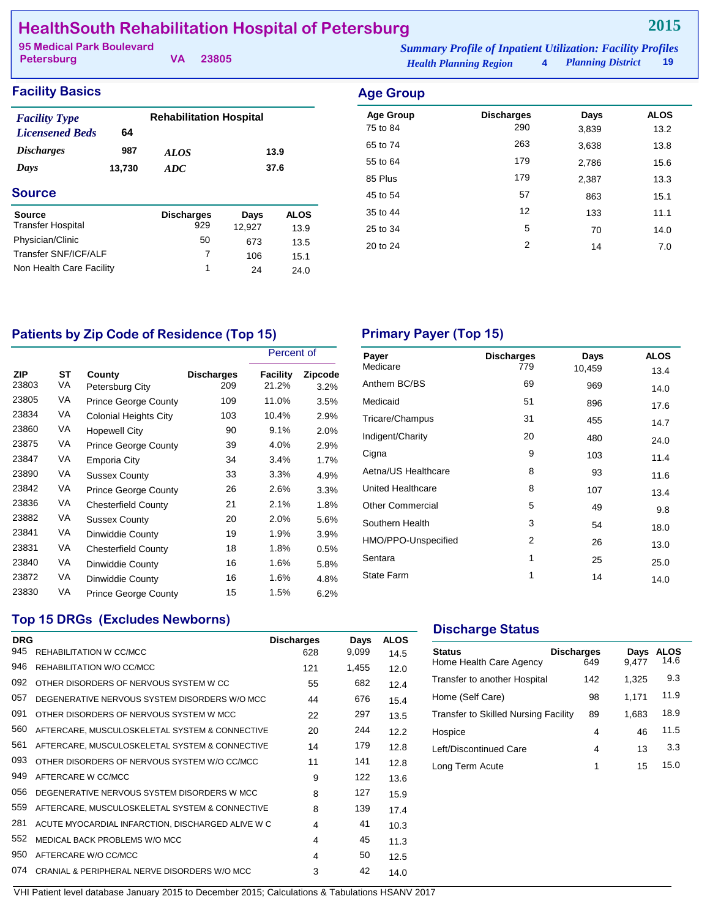# HealthSouth Rehabilitation Hospital of Petersburg

**2015**

95 Medical Park Boulevard
Petersburg VA 23805

*Summary Profile of Inpatient Utilization: Facility Profiles*
*Health Planning Region* 4 *Planning District* 19

## Facility Basics

| | | | |
|---|---|---|---|
| *Facility Type* | Rehabilitation Hospital | | |
| *Licensened Beds* | 64 | | |
| *Discharges* | 987 | *ALOS* | 13.9 |
| *Days* | 13,730 | *ADC* | 37.6 |

## Age Group

| Age Group | Discharges | Days | ALOS |
|---|---|---|---|
| 75 to 84 | 290 | 3,839 | 13.2 |
| 65 to 74 | 263 | 3,638 | 13.8 |
| 55 to 64 | 179 | 2,786 | 15.6 |
| 85 Plus | 179 | 2,387 | 13.3 |
| 45 to 54 | 57 | 863 | 15.1 |
| 35 to 44 | 12 | 133 | 11.1 |
| 25 to 34 | 5 | 70 | 14.0 |
| 20 to 24 | 2 | 14 | 7.0 |

## Source

| Source | Discharges | Days | ALOS |
|---|---|---|---|
| Transfer Hospital | 929 | 12,927 | 13.9 |
| Physician/Clinic | 50 | 673 | 13.5 |
| Transfer SNF/ICF/ALF | 7 | 106 | 15.1 |
| Non Health Care Facility | 1 | 24 | 24.0 |

## Patients by Zip Code of Residence (Top 15)

| | | | | Percent of | |
|---|---|---|---|---|---|
| ZIP | ST | County | Discharges | Facility | Zipcode |
| 23803 | VA | Petersburg City | 209 | 21.2% | 3.2% |
| 23805 | VA | Prince George County | 109 | 11.0% | 3.5% |
| 23834 | VA | Colonial Heights City | 103 | 10.4% | 2.9% |
| 23860 | VA | Hopewell City | 90 | 9.1% | 2.0% |
| 23875 | VA | Prince George County | 39 | 4.0% | 2.9% |
| 23847 | VA | Emporia City | 34 | 3.4% | 1.7% |
| 23890 | VA | Sussex County | 33 | 3.3% | 4.9% |
| 23842 | VA | Prince George County | 26 | 2.6% | 3.3% |
| 23836 | VA | Chesterfield County | 21 | 2.1% | 1.8% |
| 23882 | VA | Sussex County | 20 | 2.0% | 5.6% |
| 23841 | VA | Dinwiddie County | 19 | 1.9% | 3.9% |
| 23831 | VA | Chesterfield County | 18 | 1.8% | 0.5% |
| 23840 | VA | Dinwiddie County | 16 | 1.6% | 5.8% |
| 23872 | VA | Dinwiddie County | 16 | 1.6% | 4.8% |
| 23830 | VA | Prince George County | 15 | 1.5% | 6.2% |

## Primary Payer (Top 15)

| Payer | Discharges | Days | ALOS |
|---|---|---|---|
| Medicare | 779 | 10,459 | 13.4 |
| Anthem BC/BS | 69 | 969 | 14.0 |
| Medicaid | 51 | 896 | 17.6 |
| Tricare/Champus | 31 | 455 | 14.7 |
| Indigent/Charity | 20 | 480 | 24.0 |
| Cigna | 9 | 103 | 11.4 |
| Aetna/US Healthcare | 8 | 93 | 11.6 |
| United Healthcare | 8 | 107 | 13.4 |
| Other Commercial | 5 | 49 | 9.8 |
| Southern Health | 3 | 54 | 18.0 |
| HMO/PPO-Unspecified | 2 | 26 | 13.0 |
| Sentara | 1 | 25 | 25.0 |
| State Farm | 1 | 14 | 14.0 |

## Top 15 DRGs (Excludes Newborns)

| DRG | | Discharges | Days | ALOS |
|---|---|---|---|---|
| 945 | REHABILITATION W CC/MCC | 628 | 9,099 | 14.5 |
| 946 | REHABILITATION W/O CC/MCC | 121 | 1,455 | 12.0 |
| 092 | OTHER DISORDERS OF NERVOUS SYSTEM W CC | 55 | 682 | 12.4 |
| 057 | DEGENERATIVE NERVOUS SYSTEM DISORDERS W/O MCC | 44 | 676 | 15.4 |
| 091 | OTHER DISORDERS OF NERVOUS SYSTEM W MCC | 22 | 297 | 13.5 |
| 560 | AFTERCARE, MUSCULOSKELETAL SYSTEM & CONNECTIVE | 20 | 244 | 12.2 |
| 561 | AFTERCARE, MUSCULOSKELETAL SYSTEM & CONNECTIVE | 14 | 179 | 12.8 |
| 093 | OTHER DISORDERS OF NERVOUS SYSTEM W/O CC/MCC | 11 | 141 | 12.8 |
| 949 | AFTERCARE W CC/MCC | 9 | 122 | 13.6 |
| 056 | DEGENERATIVE NERVOUS SYSTEM DISORDERS W MCC | 8 | 127 | 15.9 |
| 559 | AFTERCARE, MUSCULOSKELETAL SYSTEM & CONNECTIVE | 8 | 139 | 17.4 |
| 281 | ACUTE MYOCARDIAL INFARCTION, DISCHARGED ALIVE W C | 4 | 41 | 10.3 |
| 552 | MEDICAL BACK PROBLEMS W/O MCC | 4 | 45 | 11.3 |
| 950 | AFTERCARE W/O CC/MCC | 4 | 50 | 12.5 |
| 074 | CRANIAL & PERIPHERAL NERVE DISORDERS W/O MCC | 3 | 42 | 14.0 |

## Discharge Status

| Status | Discharges | Days | ALOS |
|---|---|---|---|
| Home Health Care Agency | 649 | 9,477 | 14.6 |
| Transfer to another Hospital | 142 | 1,325 | 9.3 |
| Home (Self Care) | 98 | 1,171 | 11.9 |
| Transfer to Skilled Nursing Facility | 89 | 1,683 | 18.9 |
| Hospice | 4 | 46 | 11.5 |
| Left/Discontinued Care | 4 | 13 | 3.3 |
| Long Term Acute | 1 | 15 | 15.0 |

VHI Patient level database January 2015 to December 2015; Calculations & Tabulations HSANV 2017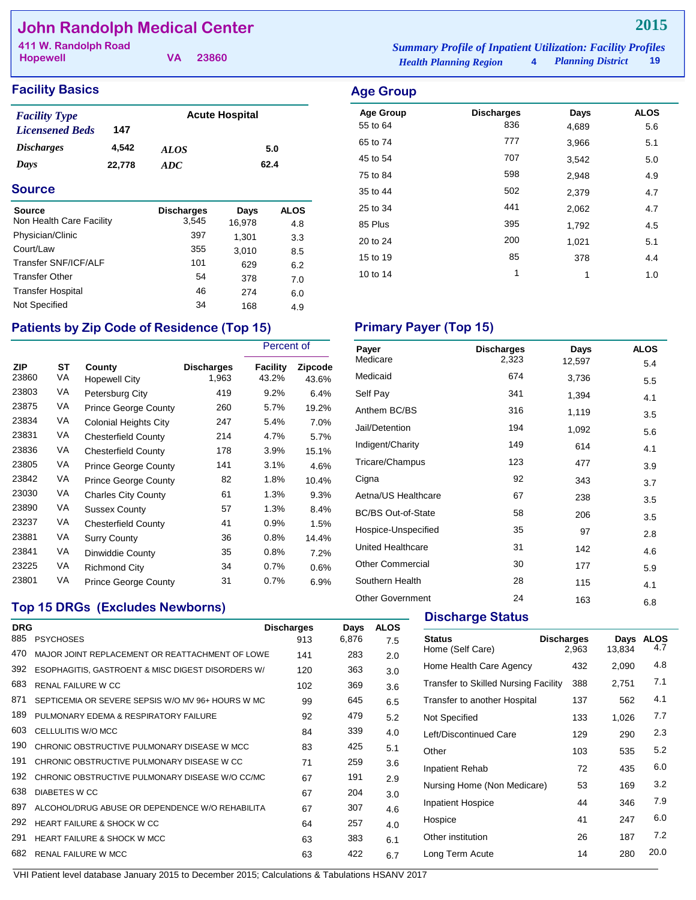# John Randolph Medical Center

411 W. Randolph Road
Hopewell VA 23860

**2015**

*Summary Profile of Inpatient Utilization: Facility Profiles*
*Health Planning Region* 4 *Planning District* 19

## Facility Basics

| | | | |
|---|---|---|---|
| *Facility Type* | | Acute Hospital | |
| *Licensened Beds* | 147 | | |
| *Discharges* | 4,542 | *ALOS* | 5.0 |
| *Days* | 22,778 | *ADC* | 62.4 |

## Source

| Source | Discharges | Days | ALOS |
|---|---|---|---|
| Non Health Care Facility | 3,545 | 16,978 | 4.8 |
| Physician/Clinic | 397 | 1,301 | 3.3 |
| Court/Law | 355 | 3,010 | 8.5 |
| Transfer SNF/ICF/ALF | 101 | 629 | 6.2 |
| Transfer Other | 54 | 378 | 7.0 |
| Transfer Hospital | 46 | 274 | 6.0 |
| Not Specified | 34 | 168 | 4.9 |

## Age Group

| Age Group | Discharges | Days | ALOS |
|---|---|---|---|
| 55 to 64 | 836 | 4,689 | 5.6 |
| 65 to 74 | 777 | 3,966 | 5.1 |
| 45 to 54 | 707 | 3,542 | 5.0 |
| 75 to 84 | 598 | 2,948 | 4.9 |
| 35 to 44 | 502 | 2,379 | 4.7 |
| 25 to 34 | 441 | 2,062 | 4.7 |
| 85 Plus | 395 | 1,792 | 4.5 |
| 20 to 24 | 200 | 1,021 | 5.1 |
| 15 to 19 | 85 | 378 | 4.4 |
| 10 to 14 | 1 | 1 | 1.0 |

## Patients by Zip Code of Residence (Top 15)

| | | | | Percent of | |
|---|---|---|---|---|---|
| ZIP | ST | County | Discharges | Facility | Zipcode |
| 23860 | VA | Hopewell City | 1,963 | 43.2% | 43.6% |
| 23803 | VA | Petersburg City | 419 | 9.2% | 6.4% |
| 23875 | VA | Prince George County | 260 | 5.7% | 19.2% |
| 23834 | VA | Colonial Heights City | 247 | 5.4% | 7.0% |
| 23831 | VA | Chesterfield County | 214 | 4.7% | 5.7% |
| 23836 | VA | Chesterfield County | 178 | 3.9% | 15.1% |
| 23805 | VA | Prince George County | 141 | 3.1% | 4.6% |
| 23842 | VA | Prince George County | 82 | 1.8% | 10.4% |
| 23030 | VA | Charles City County | 61 | 1.3% | 9.3% |
| 23890 | VA | Sussex County | 57 | 1.3% | 8.4% |
| 23237 | VA | Chesterfield County | 41 | 0.9% | 1.5% |
| 23881 | VA | Surry County | 36 | 0.8% | 14.4% |
| 23841 | VA | Dinwiddie County | 35 | 0.8% | 7.2% |
| 23225 | VA | Richmond City | 34 | 0.7% | 0.6% |
| 23801 | VA | Prince George County | 31 | 0.7% | 6.9% |

## Primary Payer (Top 15)

| Payer | Discharges | Days | ALOS |
|---|---|---|---|
| Medicare | 2,323 | 12,597 | 5.4 |
| Medicaid | 674 | 3,736 | 5.5 |
| Self Pay | 341 | 1,394 | 4.1 |
| Anthem BC/BS | 316 | 1,119 | 3.5 |
| Jail/Detention | 194 | 1,092 | 5.6 |
| Indigent/Charity | 149 | 614 | 4.1 |
| Tricare/Champus | 123 | 477 | 3.9 |
| Cigna | 92 | 343 | 3.7 |
| Aetna/US Healthcare | 67 | 238 | 3.5 |
| BC/BS Out-of-State | 58 | 206 | 3.5 |
| Hospice-Unspecified | 35 | 97 | 2.8 |
| United Healthcare | 31 | 142 | 4.6 |
| Other Commercial | 30 | 177 | 5.9 |
| Southern Health | 28 | 115 | 4.1 |
| Other Government | 24 | 163 | 6.8 |

## Top 15 DRGs (Excludes Newborns)

| DRG | | Discharges | Days | ALOS |
|---|---|---|---|---|
| 885 | PSYCHOSES | 913 | 6,876 | 7.5 |
| 470 | MAJOR JOINT REPLACEMENT OR REATTACHMENT OF LOWE | 141 | 283 | 2.0 |
| 392 | ESOPHAGITIS, GASTROENT & MISC DIGEST DISORDERS W/ | 120 | 363 | 3.0 |
| 683 | RENAL FAILURE W CC | 102 | 369 | 3.6 |
| 871 | SEPTICEMIA OR SEVERE SEPSIS W/O MV 96+ HOURS W MC | 99 | 645 | 6.5 |
| 189 | PULMONARY EDEMA & RESPIRATORY FAILURE | 92 | 479 | 5.2 |
| 603 | CELLULITIS W/O MCC | 84 | 339 | 4.0 |
| 190 | CHRONIC OBSTRUCTIVE PULMONARY DISEASE W MCC | 83 | 425 | 5.1 |
| 191 | CHRONIC OBSTRUCTIVE PULMONARY DISEASE W CC | 71 | 259 | 3.6 |
| 192 | CHRONIC OBSTRUCTIVE PULMONARY DISEASE W/O CC/MC | 67 | 191 | 2.9 |
| 638 | DIABETES W CC | 67 | 204 | 3.0 |
| 897 | ALCOHOL/DRUG ABUSE OR DEPENDENCE W/O REHABILITA | 67 | 307 | 4.6 |
| 292 | HEART FAILURE & SHOCK W CC | 64 | 257 | 4.0 |
| 291 | HEART FAILURE & SHOCK W MCC | 63 | 383 | 6.1 |
| 682 | RENAL FAILURE W MCC | 63 | 422 | 6.7 |

## Discharge Status

| Status | Discharges | Days | ALOS |
|---|---|---|---|
| Home (Self Care) | 2,963 | 13,834 | 4.7 |
| Home Health Care Agency | 432 | 2,090 | 4.8 |
| Transfer to Skilled Nursing Facility | 388 | 2,751 | 7.1 |
| Transfer to another Hospital | 137 | 562 | 4.1 |
| Not Specified | 133 | 1,026 | 7.7 |
| Left/Discontinued Care | 129 | 290 | 2.3 |
| Other | 103 | 535 | 5.2 |
| Inpatient Rehab | 72 | 435 | 6.0 |
| Nursing Home (Non Medicare) | 53 | 169 | 3.2 |
| Inpatient Hospice | 44 | 346 | 7.9 |
| Hospice | 41 | 247 | 6.0 |
| Other institution | 26 | 187 | 7.2 |
| Long Term Acute | 14 | 280 | 20.0 |

VHI Patient level database January 2015 to December 2015; Calculations & Tabulations HSANV 2017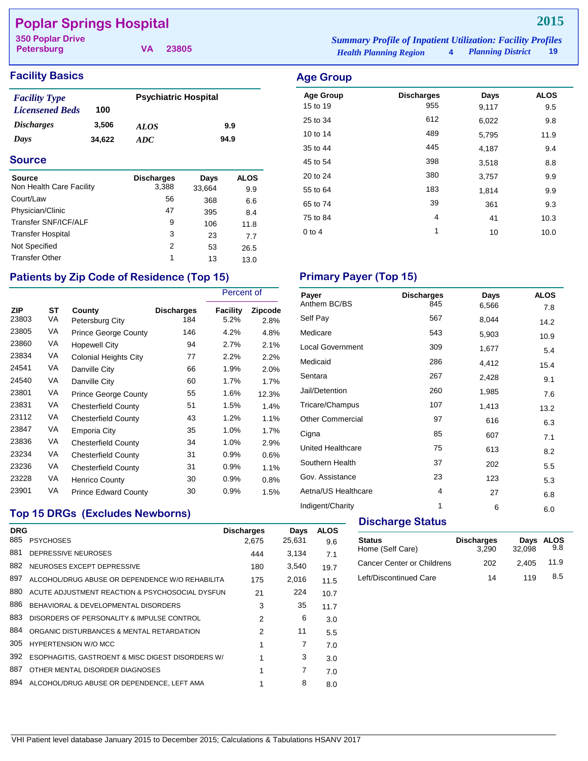# Poplar Springs Hospital

**2015**

350 Poplar Drive
Petersburg VA 23805

*Summary Profile of Inpatient Utilization: Facility Profiles*
*Health Planning Region* 4 *Planning District* 19

## Facility Basics

| | | | |
|---|---|---|---|
| *Facility Type* | | Psychiatric Hospital | |
| *Licensened Beds* | 100 | | |
| *Discharges* | 3,506 | *ALOS* | 9.9 |
| *Days* | 34,622 | *ADC* | 94.9 |

## Age Group

| Age Group | Discharges | Days | ALOS |
|---|---|---|---|
| 15 to 19 | 955 | 9,117 | 9.5 |
| 25 to 34 | 612 | 6,022 | 9.8 |
| 10 to 14 | 489 | 5,795 | 11.9 |
| 35 to 44 | 445 | 4,187 | 9.4 |
| 45 to 54 | 398 | 3,518 | 8.8 |
| 20 to 24 | 380 | 3,757 | 9.9 |
| 55 to 64 | 183 | 1,814 | 9.9 |
| 65 to 74 | 39 | 361 | 9.3 |
| 75 to 84 | 4 | 41 | 10.3 |
| 0 to 4 | 1 | 10 | 10.0 |

## Source

| Source | Discharges | Days | ALOS |
|---|---|---|---|
| Non Health Care Facility | 3,388 | 33,664 | 9.9 |
| Court/Law | 56 | 368 | 6.6 |
| Physician/Clinic | 47 | 395 | 8.4 |
| Transfer SNF/ICF/ALF | 9 | 106 | 11.8 |
| Transfer Hospital | 3 | 23 | 7.7 |
| Not Specified | 2 | 53 | 26.5 |
| Transfer Other | 1 | 13 | 13.0 |

## Patients by Zip Code of Residence (Top 15)

| ZIP | ST | County | Discharges | Percent of Facility | Percent of Zipcode |
|---|---|---|---|---|---|
| 23803 | VA | Petersburg City | 184 | 5.2% | 2.8% |
| 23805 | VA | Prince George County | 146 | 4.2% | 4.8% |
| 23860 | VA | Hopewell City | 94 | 2.7% | 2.1% |
| 23834 | VA | Colonial Heights City | 77 | 2.2% | 2.2% |
| 24541 | VA | Danville City | 66 | 1.9% | 2.0% |
| 24540 | VA | Danville City | 60 | 1.7% | 1.7% |
| 23801 | VA | Prince George County | 55 | 1.6% | 12.3% |
| 23831 | VA | Chesterfield County | 51 | 1.5% | 1.4% |
| 23112 | VA | Chesterfield County | 43 | 1.2% | 1.1% |
| 23847 | VA | Emporia City | 35 | 1.0% | 1.7% |
| 23836 | VA | Chesterfield County | 34 | 1.0% | 2.9% |
| 23234 | VA | Chesterfield County | 31 | 0.9% | 0.6% |
| 23236 | VA | Chesterfield County | 31 | 0.9% | 1.1% |
| 23228 | VA | Henrico County | 30 | 0.9% | 0.8% |
| 23901 | VA | Prince Edward County | 30 | 0.9% | 1.5% |

## Primary Payer (Top 15)

| Payer | Discharges | Days | ALOS |
|---|---|---|---|
| Anthem BC/BS | 845 | 6,566 | 7.8 |
| Self Pay | 567 | 8,044 | 14.2 |
| Medicare | 543 | 5,903 | 10.9 |
| Local Government | 309 | 1,677 | 5.4 |
| Medicaid | 286 | 4,412 | 15.4 |
| Sentara | 267 | 2,428 | 9.1 |
| Jail/Detention | 260 | 1,985 | 7.6 |
| Tricare/Champus | 107 | 1,413 | 13.2 |
| Other Commercial | 97 | 616 | 6.3 |
| Cigna | 85 | 607 | 7.1 |
| United Healthcare | 75 | 613 | 8.2 |
| Southern Health | 37 | 202 | 5.5 |
| Gov. Assistance | 23 | 123 | 5.3 |
| Aetna/US Healthcare | 4 | 27 | 6.8 |
| Indigent/Charity | 1 | 6 | 6.0 |

## Top 15 DRGs (Excludes Newborns)

| DRG | | Discharges | Days | ALOS |
|---|---|---|---|---|
| 885 | PSYCHOSES | 2,675 | 25,631 | 9.6 |
| 881 | DEPRESSIVE NEUROSES | 444 | 3,134 | 7.1 |
| 882 | NEUROSES EXCEPT DEPRESSIVE | 180 | 3,540 | 19.7 |
| 897 | ALCOHOL/DRUG ABUSE OR DEPENDENCE W/O REHABILITA | 175 | 2,016 | 11.5 |
| 880 | ACUTE ADJUSTMENT REACTION & PSYCHOSOCIAL DYSFUN | 21 | 224 | 10.7 |
| 886 | BEHAVIORAL & DEVELOPMENTAL DISORDERS | 3 | 35 | 11.7 |
| 883 | DISORDERS OF PERSONALITY & IMPULSE CONTROL | 2 | 6 | 3.0 |
| 884 | ORGANIC DISTURBANCES & MENTAL RETARDATION | 2 | 11 | 5.5 |
| 305 | HYPERTENSION W/O MCC | 1 | 7 | 7.0 |
| 392 | ESOPHAGITIS, GASTROENT & MISC DIGEST DISORDERS W/ | 1 | 3 | 3.0 |
| 887 | OTHER MENTAL DISORDER DIAGNOSES | 1 | 7 | 7.0 |
| 894 | ALCOHOL/DRUG ABUSE OR DEPENDENCE, LEFT AMA | 1 | 8 | 8.0 |

## Discharge Status

| Status | Discharges | Days | ALOS |
|---|---|---|---|
| Home (Self Care) | 3,290 | 32,098 | 9.8 |
| Cancer Center or Childrens | 202 | 2,405 | 11.9 |
| Left/Discontinued Care | 14 | 119 | 8.5 |

VHI Patient level database January 2015 to December 2015; Calculations & Tabulations HSANV 2017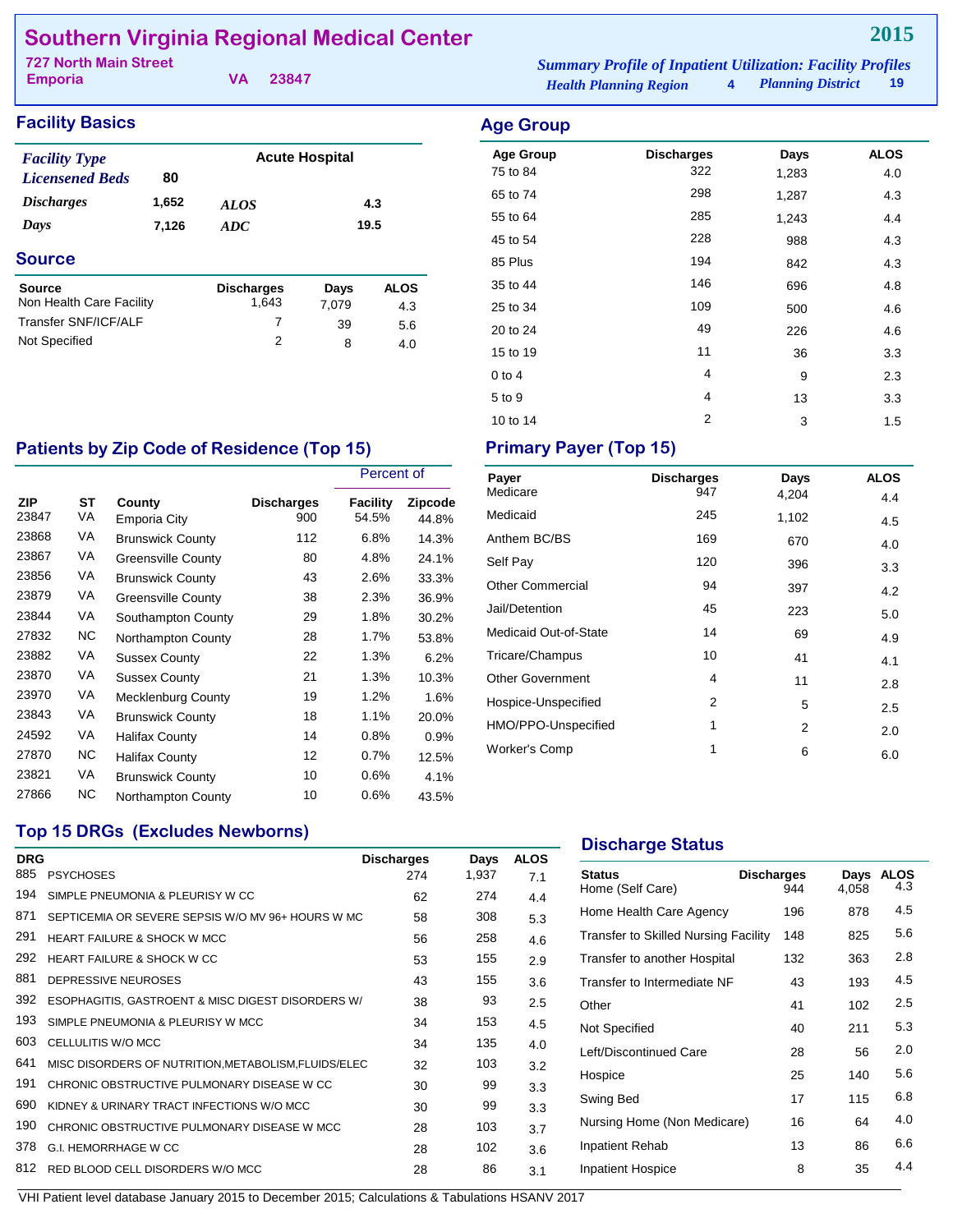# Southern Virginia Regional Medical Center

**2015**

727 North Main Street
Emporia VA 23847

*Summary Profile of Inpatient Utilization: Facility Profiles*
*Health Planning Region* 4 *Planning District* 19

## Facility Basics

| | | | |
|---|---|---|---|
| *Facility Type* | | Acute Hospital | |
| *Licensened Beds* | 80 | | |
| *Discharges* | 1,652 | *ALOS* | 4.3 |
| *Days* | 7,126 | *ADC* | 19.5 |

## Source

| Source | Discharges | Days | ALOS |
|---|---|---|---|
| Non Health Care Facility | 1,643 | 7,079 | 4.3 |
| Transfer SNF/ICF/ALF | 7 | 39 | 5.6 |
| Not Specified | 2 | 8 | 4.0 |

## Age Group

| Age Group | Discharges | Days | ALOS |
|---|---|---|---|
| 75 to 84 | 322 | 1,283 | 4.0 |
| 65 to 74 | 298 | 1,287 | 4.3 |
| 55 to 64 | 285 | 1,243 | 4.4 |
| 45 to 54 | 228 | 988 | 4.3 |
| 85 Plus | 194 | 842 | 4.3 |
| 35 to 44 | 146 | 696 | 4.8 |
| 25 to 34 | 109 | 500 | 4.6 |
| 20 to 24 | 49 | 226 | 4.6 |
| 15 to 19 | 11 | 36 | 3.3 |
| 0 to 4 | 4 | 9 | 2.3 |
| 5 to 9 | 4 | 13 | 3.3 |
| 10 to 14 | 2 | 3 | 1.5 |

## Patients by Zip Code of Residence (Top 15)

| | | | | Percent of | |
|---|---|---|---|---|---|
| ZIP | ST | County | Discharges | Facility | Zipcode |
| 23847 | VA | Emporia City | 900 | 54.5% | 44.8% |
| 23868 | VA | Brunswick County | 112 | 6.8% | 14.3% |
| 23867 | VA | Greensville County | 80 | 4.8% | 24.1% |
| 23856 | VA | Brunswick County | 43 | 2.6% | 33.3% |
| 23879 | VA | Greensville County | 38 | 2.3% | 36.9% |
| 23844 | VA | Southampton County | 29 | 1.8% | 30.2% |
| 27832 | NC | Northampton County | 28 | 1.7% | 53.8% |
| 23882 | VA | Sussex County | 22 | 1.3% | 6.2% |
| 23870 | VA | Sussex County | 21 | 1.3% | 10.3% |
| 23970 | VA | Mecklenburg County | 19 | 1.2% | 1.6% |
| 23843 | VA | Brunswick County | 18 | 1.1% | 20.0% |
| 24592 | VA | Halifax County | 14 | 0.8% | 0.9% |
| 27870 | NC | Halifax County | 12 | 0.7% | 12.5% |
| 23821 | VA | Brunswick County | 10 | 0.6% | 4.1% |
| 27866 | NC | Northampton County | 10 | 0.6% | 43.5% |

## Primary Payer (Top 15)

| Payer | Discharges | Days | ALOS |
|---|---|---|---|
| Medicare | 947 | 4,204 | 4.4 |
| Medicaid | 245 | 1,102 | 4.5 |
| Anthem BC/BS | 169 | 670 | 4.0 |
| Self Pay | 120 | 396 | 3.3 |
| Other Commercial | 94 | 397 | 4.2 |
| Jail/Detention | 45 | 223 | 5.0 |
| Medicaid Out-of-State | 14 | 69 | 4.9 |
| Tricare/Champus | 10 | 41 | 4.1 |
| Other Government | 4 | 11 | 2.8 |
| Hospice-Unspecified | 2 | 5 | 2.5 |
| HMO/PPO-Unspecified | 1 | 2 | 2.0 |
| Worker's Comp | 1 | 6 | 6.0 |

## Top 15 DRGs (Excludes Newborns)

| DRG | | Discharges | Days | ALOS |
|---|---|---|---|---|
| 885 | PSYCHOSES | 274 | 1,937 | 7.1 |
| 194 | SIMPLE PNEUMONIA & PLEURISY W CC | 62 | 274 | 4.4 |
| 871 | SEPTICEMIA OR SEVERE SEPSIS W/O MV 96+ HOURS W MC | 58 | 308 | 5.3 |
| 291 | HEART FAILURE & SHOCK W MCC | 56 | 258 | 4.6 |
| 292 | HEART FAILURE & SHOCK W CC | 53 | 155 | 2.9 |
| 881 | DEPRESSIVE NEUROSES | 43 | 155 | 3.6 |
| 392 | ESOPHAGITIS, GASTROENT & MISC DIGEST DISORDERS W/ | 38 | 93 | 2.5 |
| 193 | SIMPLE PNEUMONIA & PLEURISY W MCC | 34 | 153 | 4.5 |
| 603 | CELLULITIS W/O MCC | 34 | 135 | 4.0 |
| 641 | MISC DISORDERS OF NUTRITION,METABOLISM,FLUIDS/ELEC | 32 | 103 | 3.2 |
| 191 | CHRONIC OBSTRUCTIVE PULMONARY DISEASE W CC | 30 | 99 | 3.3 |
| 690 | KIDNEY & URINARY TRACT INFECTIONS W/O MCC | 30 | 99 | 3.3 |
| 190 | CHRONIC OBSTRUCTIVE PULMONARY DISEASE W MCC | 28 | 103 | 3.7 |
| 378 | G.I. HEMORRHAGE W CC | 28 | 102 | 3.6 |
| 812 | RED BLOOD CELL DISORDERS W/O MCC | 28 | 86 | 3.1 |

## Discharge Status

| Status | Discharges | Days | ALOS |
|---|---|---|---|
| Home (Self Care) | 944 | 4,058 | 4.3 |
| Home Health Care Agency | 196 | 878 | 4.5 |
| Transfer to Skilled Nursing Facility | 148 | 825 | 5.6 |
| Transfer to another Hospital | 132 | 363 | 2.8 |
| Transfer to Intermediate NF | 43 | 193 | 4.5 |
| Other | 41 | 102 | 2.5 |
| Not Specified | 40 | 211 | 5.3 |
| Left/Discontinued Care | 28 | 56 | 2.0 |
| Hospice | 25 | 140 | 5.6 |
| Swing Bed | 17 | 115 | 6.8 |
| Nursing Home (Non Medicare) | 16 | 64 | 4.0 |
| Inpatient Rehab | 13 | 86 | 6.6 |
| Inpatient Hospice | 8 | 35 | 4.4 |

VHI Patient level database January 2015 to December 2015; Calculations & Tabulations HSANV 2017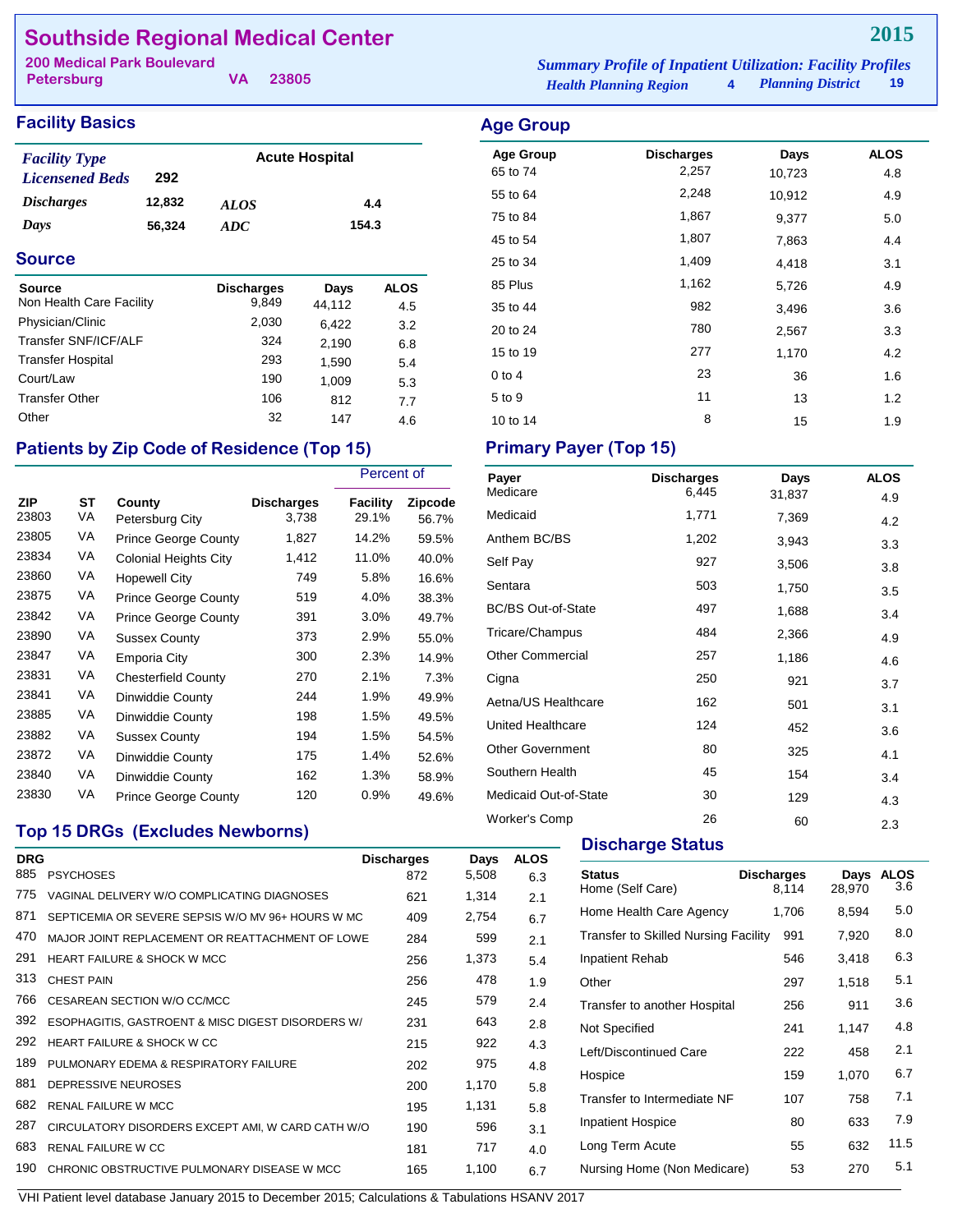# Southside Regional Medical Center

**2015**

200 Medical Park Boulevard
Petersburg VA 23805

*Summary Profile of Inpatient Utilization: Facility Profiles*
*Health Planning Region* 4 *Planning District* 19

## Facility Basics

| | | | |
|---|---|---|---|
| *Facility Type* | | Acute Hospital | |
| *Licensened Beds* | 292 | | |
| *Discharges* | 12,832 | *ALOS* | 4.4 |
| *Days* | 56,324 | *ADC* | 154.3 |

## Source

| Source | Discharges | Days | ALOS |
|---|---|---|---|
| Non Health Care Facility | 9,849 | 44,112 | 4.5 |
| Physician/Clinic | 2,030 | 6,422 | 3.2 |
| Transfer SNF/ICF/ALF | 324 | 2,190 | 6.8 |
| Transfer Hospital | 293 | 1,590 | 5.4 |
| Court/Law | 190 | 1,009 | 5.3 |
| Transfer Other | 106 | 812 | 7.7 |
| Other | 32 | 147 | 4.6 |

## Age Group

| Age Group | Discharges | Days | ALOS |
|---|---|---|---|
| 65 to 74 | 2,257 | 10,723 | 4.8 |
| 55 to 64 | 2,248 | 10,912 | 4.9 |
| 75 to 84 | 1,867 | 9,377 | 5.0 |
| 45 to 54 | 1,807 | 7,863 | 4.4 |
| 25 to 34 | 1,409 | 4,418 | 3.1 |
| 85 Plus | 1,162 | 5,726 | 4.9 |
| 35 to 44 | 982 | 3,496 | 3.6 |
| 20 to 24 | 780 | 2,567 | 3.3 |
| 15 to 19 | 277 | 1,170 | 4.2 |
| 0 to 4 | 23 | 36 | 1.6 |
| 5 to 9 | 11 | 13 | 1.2 |
| 10 to 14 | 8 | 15 | 1.9 |

## Patients by Zip Code of Residence (Top 15)

| | | | | Percent of | |
|---|---|---|---|---|---|
| ZIP | ST | County | Discharges | Facility | Zipcode |
| 23803 | VA | Petersburg City | 3,738 | 29.1% | 56.7% |
| 23805 | VA | Prince George County | 1,827 | 14.2% | 59.5% |
| 23834 | VA | Colonial Heights City | 1,412 | 11.0% | 40.0% |
| 23860 | VA | Hopewell City | 749 | 5.8% | 16.6% |
| 23875 | VA | Prince George County | 519 | 4.0% | 38.3% |
| 23842 | VA | Prince George County | 391 | 3.0% | 49.7% |
| 23890 | VA | Sussex County | 373 | 2.9% | 55.0% |
| 23847 | VA | Emporia City | 300 | 2.3% | 14.9% |
| 23831 | VA | Chesterfield County | 270 | 2.1% | 7.3% |
| 23841 | VA | Dinwiddie County | 244 | 1.9% | 49.9% |
| 23885 | VA | Dinwiddie County | 198 | 1.5% | 49.5% |
| 23882 | VA | Sussex County | 194 | 1.5% | 54.5% |
| 23872 | VA | Dinwiddie County | 175 | 1.4% | 52.6% |
| 23840 | VA | Dinwiddie County | 162 | 1.3% | 58.9% |
| 23830 | VA | Prince George County | 120 | 0.9% | 49.6% |

## Primary Payer (Top 15)

| Payer | Discharges | Days | ALOS |
|---|---|---|---|
| Medicare | 6,445 | 31,837 | 4.9 |
| Medicaid | 1,771 | 7,369 | 4.2 |
| Anthem BC/BS | 1,202 | 3,943 | 3.3 |
| Self Pay | 927 | 3,506 | 3.8 |
| Sentara | 503 | 1,750 | 3.5 |
| BC/BS Out-of-State | 497 | 1,688 | 3.4 |
| Tricare/Champus | 484 | 2,366 | 4.9 |
| Other Commercial | 257 | 1,186 | 4.6 |
| Cigna | 250 | 921 | 3.7 |
| Aetna/US Healthcare | 162 | 501 | 3.1 |
| United Healthcare | 124 | 452 | 3.6 |
| Other Government | 80 | 325 | 4.1 |
| Southern Health | 45 | 154 | 3.4 |
| Medicaid Out-of-State | 30 | 129 | 4.3 |
| Worker's Comp | 26 | 60 | 2.3 |

## Top 15 DRGs (Excludes Newborns)

| DRG | | Discharges | Days | ALOS |
|---|---|---|---|---|
| 885 | PSYCHOSES | 872 | 5,508 | 6.3 |
| 775 | VAGINAL DELIVERY W/O COMPLICATING DIAGNOSES | 621 | 1,314 | 2.1 |
| 871 | SEPTICEMIA OR SEVERE SEPSIS W/O MV 96+ HOURS W MC | 409 | 2,754 | 6.7 |
| 470 | MAJOR JOINT REPLACEMENT OR REATTACHMENT OF LOWE | 284 | 599 | 2.1 |
| 291 | HEART FAILURE & SHOCK W MCC | 256 | 1,373 | 5.4 |
| 313 | CHEST PAIN | 256 | 478 | 1.9 |
| 766 | CESAREAN SECTION W/O CC/MCC | 245 | 579 | 2.4 |
| 392 | ESOPHAGITIS, GASTROENT & MISC DIGEST DISORDERS W/ | 231 | 643 | 2.8 |
| 292 | HEART FAILURE & SHOCK W CC | 215 | 922 | 4.3 |
| 189 | PULMONARY EDEMA & RESPIRATORY FAILURE | 202 | 975 | 4.8 |
| 881 | DEPRESSIVE NEUROSES | 200 | 1,170 | 5.8 |
| 682 | RENAL FAILURE W MCC | 195 | 1,131 | 5.8 |
| 287 | CIRCULATORY DISORDERS EXCEPT AMI, W CARD CATH W/O | 190 | 596 | 3.1 |
| 683 | RENAL FAILURE W CC | 181 | 717 | 4.0 |
| 190 | CHRONIC OBSTRUCTIVE PULMONARY DISEASE W MCC | 165 | 1,100 | 6.7 |

## Discharge Status

| Status | Discharges | Days | ALOS |
|---|---|---|---|
| Home (Self Care) | 8,114 | 28,970 | 3.6 |
| Home Health Care Agency | 1,706 | 8,594 | 5.0 |
| Transfer to Skilled Nursing Facility | 991 | 7,920 | 8.0 |
| Inpatient Rehab | 546 | 3,418 | 6.3 |
| Other | 297 | 1,518 | 5.1 |
| Transfer to another Hospital | 256 | 911 | 3.6 |
| Not Specified | 241 | 1,147 | 4.8 |
| Left/Discontinued Care | 222 | 458 | 2.1 |
| Hospice | 159 | 1,070 | 6.7 |
| Transfer to Intermediate NF | 107 | 758 | 7.1 |
| Inpatient Hospice | 80 | 633 | 7.9 |
| Long Term Acute | 55 | 632 | 11.5 |
| Nursing Home (Non Medicare) | 53 | 270 | 5.1 |

VHI Patient level database January 2015 to December 2015; Calculations & Tabulations HSANV 2017